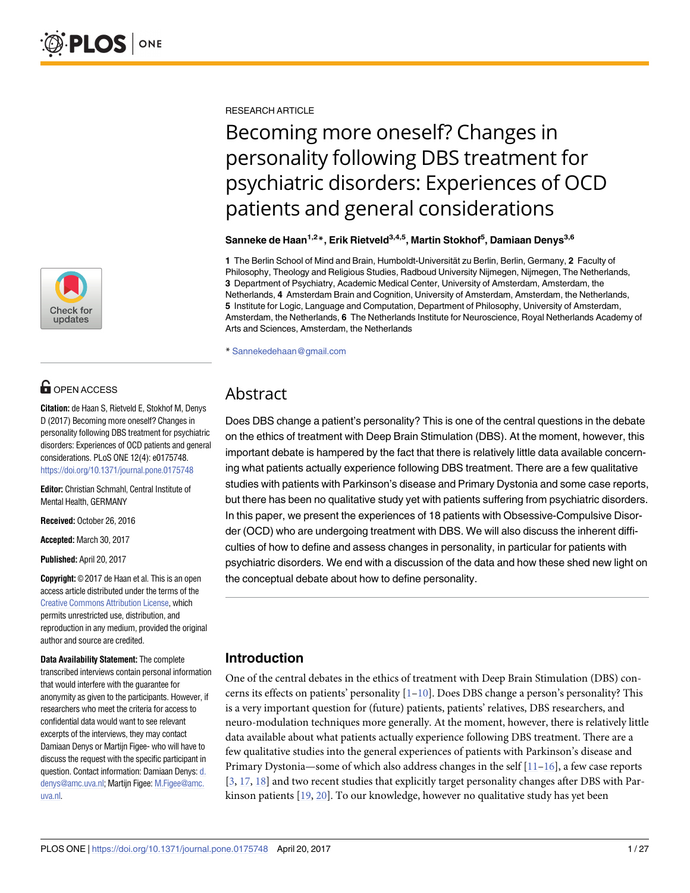RESEARCH ARTICLE

# Becoming more oneself? Changes in personality following DBS treatment for psychiatric disorders: Experiences of OCD patients and general considerations

**Sanneke de Haan[1,2]*, Erik Rietveld[3,4,5], Martin Stokhof[5], Damiaan Denys[3,6]**

**1** The Berlin School of Mind and Brain, Humboldt-Universität zu Berlin, Berlin, Germany, **2** Faculty of Philosophy, Theology and Religious Studies, Radboud University Nijmegen, Nijmegen, The Netherlands, **3** Department of Psychiatry, Academic Medical Center, University of Amsterdam, Amsterdam, the Netherlands, **4** Amsterdam Brain and Cognition, University of Amsterdam, Amsterdam, the Netherlands, **5** Institute for Logic, Language and Computation, Department of Philosophy, University of Amsterdam, Amsterdam, the Netherlands, **6** The Netherlands Institute for Neuroscience, Royal Netherlands Academy of Arts and Sciences, Amsterdam, the Netherlands

* Sannekedehaan@gmail.com

OPEN ACCESS

**Citation:** de Haan S, Rietveld E, Stokhof M, Denys D (2017) Becoming more oneself? Changes in personality following DBS treatment for psychiatric disorders: Experiences of OCD patients and general considerations. PLoS ONE 12(4): e0175748. https://doi.org/10.1371/journal.pone.0175748

**Editor:** Christian Schmahl, Central Institute of Mental Health, GERMANY

**Received:** October 26, 2016

**Accepted:** March 30, 2017

**Published:** April 20, 2017

**Copyright:** © 2017 de Haan et al. This is an open access article distributed under the terms of the Creative Commons Attribution License, which permits unrestricted use, distribution, and reproduction in any medium, provided the original author and source are credited.

**Data Availability Statement:** The complete transcribed interviews contain personal information that would interfere with the guarantee for anonymity as given to the participants. However, if researchers who meet the criteria for access to confidential data would want to see relevant excerpts of the interviews, they may contact Damiaan Denys or Martijn Figee- who will have to discuss the request with the specific participant in question. Contact information: Damiaan Denys: d.denys@amc.uva.nl; Martijn Figee: M.Figee@amc.uva.nl.

## Abstract

Does DBS change a patient's personality? This is one of the central questions in the debate on the ethics of treatment with Deep Brain Stimulation (DBS). At the moment, however, this important debate is hampered by the fact that there is relatively little data available concerning what patients actually experience following DBS treatment. There are a few qualitative studies with patients with Parkinson's disease and Primary Dystonia and some case reports, but there has been no qualitative study yet with patients suffering from psychiatric disorders. In this paper, we present the experiences of 18 patients with Obsessive-Compulsive Disorder (OCD) who are undergoing treatment with DBS. We will also discuss the inherent difficulties of how to define and assess changes in personality, in particular for patients with psychiatric disorders. We end with a discussion of the data and how these shed new light on the conceptual debate about how to define personality.

## Introduction

One of the central debates in the ethics of treatment with Deep Brain Stimulation (DBS) concerns its effects on patients' personality [1–10]. Does DBS change a person's personality? This is a very important question for (future) patients, patients' relatives, DBS researchers, and neuro-modulation techniques more generally. At the moment, however, there is relatively little data available about what patients actually experience following DBS treatment. There are a few qualitative studies into the general experiences of patients with Parkinson's disease and Primary Dystonia—some of which also address changes in the self [11–16], a few case reports [3, 17, 18] and two recent studies that explicitly target personality changes after DBS with Parkinson patients [19, 20]. To our knowledge, however no qualitative study has yet been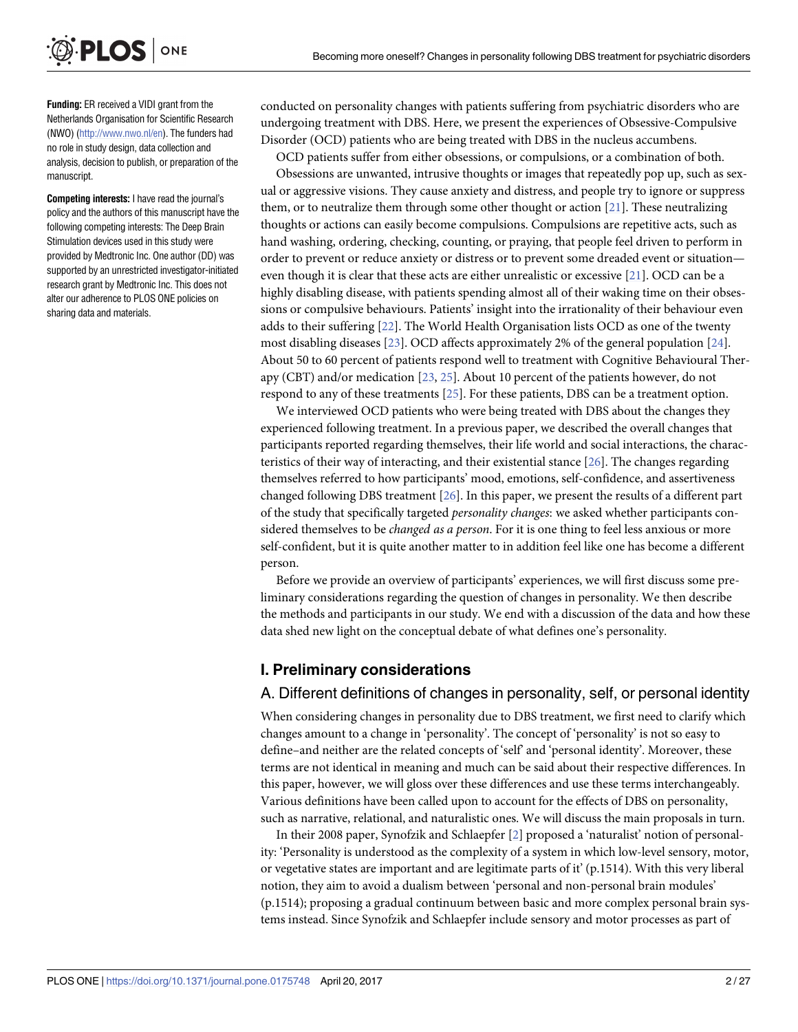**Funding:** ER received a VIDI grant from the Netherlands Organisation for Scientific Research (NWO) (http://www.nwo.nl/en). The funders had no role in study design, data collection and analysis, decision to publish, or preparation of the manuscript.

**Competing interests:** I have read the journal's policy and the authors of this manuscript have the following competing interests: The Deep Brain Stimulation devices used in this study were provided by Medtronic Inc. One author (DD) was supported by an unrestricted investigator-initiated research grant by Medtronic Inc. This does not alter our adherence to PLOS ONE policies on sharing data and materials.

conducted on personality changes with patients suffering from psychiatric disorders who are undergoing treatment with DBS. Here, we present the experiences of Obsessive-Compulsive Disorder (OCD) patients who are being treated with DBS in the nucleus accumbens.

OCD patients suffer from either obsessions, or compulsions, or a combination of both. Obsessions are unwanted, intrusive thoughts or images that repeatedly pop up, such as sexual or aggressive visions. They cause anxiety and distress, and people try to ignore or suppress them, or to neutralize them through some other thought or action [21]. These neutralizing thoughts or actions can easily become compulsions. Compulsions are repetitive acts, such as hand washing, ordering, checking, counting, or praying, that people feel driven to perform in order to prevent or reduce anxiety or distress or to prevent some dreaded event or situation—even though it is clear that these acts are either unrealistic or excessive [21]. OCD can be a highly disabling disease, with patients spending almost all of their waking time on their obsessions or compulsive behaviours. Patients' insight into the irrationality of their behaviour even adds to their suffering [22]. The World Health Organisation lists OCD as one of the twenty most disabling diseases [23]. OCD affects approximately 2% of the general population [24]. About 50 to 60 percent of patients respond well to treatment with Cognitive Behavioural Therapy (CBT) and/or medication [23, 25]. About 10 percent of the patients however, do not respond to any of these treatments [25]. For these patients, DBS can be a treatment option.

We interviewed OCD patients who were being treated with DBS about the changes they experienced following treatment. In a previous paper, we described the overall changes that participants reported regarding themselves, their life world and social interactions, the characteristics of their way of interacting, and their existential stance [26]. The changes regarding themselves referred to how participants' mood, emotions, self-confidence, and assertiveness changed following DBS treatment [26]. In this paper, we present the results of a different part of the study that specifically targeted *personality changes*: we asked whether participants considered themselves to be *changed as a person*. For it is one thing to feel less anxious or more self-confident, but it is quite another matter to in addition feel like one has become a different person.

Before we provide an overview of participants' experiences, we will first discuss some preliminary considerations regarding the question of changes in personality. We then describe the methods and participants in our study. We end with a discussion of the data and how these data shed new light on the conceptual debate of what defines one's personality.

## I. Preliminary considerations

### A. Different definitions of changes in personality, self, or personal identity

When considering changes in personality due to DBS treatment, we first need to clarify which changes amount to a change in 'personality'. The concept of 'personality' is not so easy to define–and neither are the related concepts of 'self' and 'personal identity'. Moreover, these terms are not identical in meaning and much can be said about their respective differences. In this paper, however, we will gloss over these differences and use these terms interchangeably. Various definitions have been called upon to account for the effects of DBS on personality, such as narrative, relational, and naturalistic ones. We will discuss the main proposals in turn.

In their 2008 paper, Synofzik and Schlaepfer [2] proposed a 'naturalist' notion of personality: 'Personality is understood as the complexity of a system in which low-level sensory, motor, or vegetative states are important and are legitimate parts of it' (p.1514). With this very liberal notion, they aim to avoid a dualism between 'personal and non-personal brain modules' (p.1514); proposing a gradual continuum between basic and more complex personal brain systems instead. Since Synofzik and Schlaepfer include sensory and motor processes as part of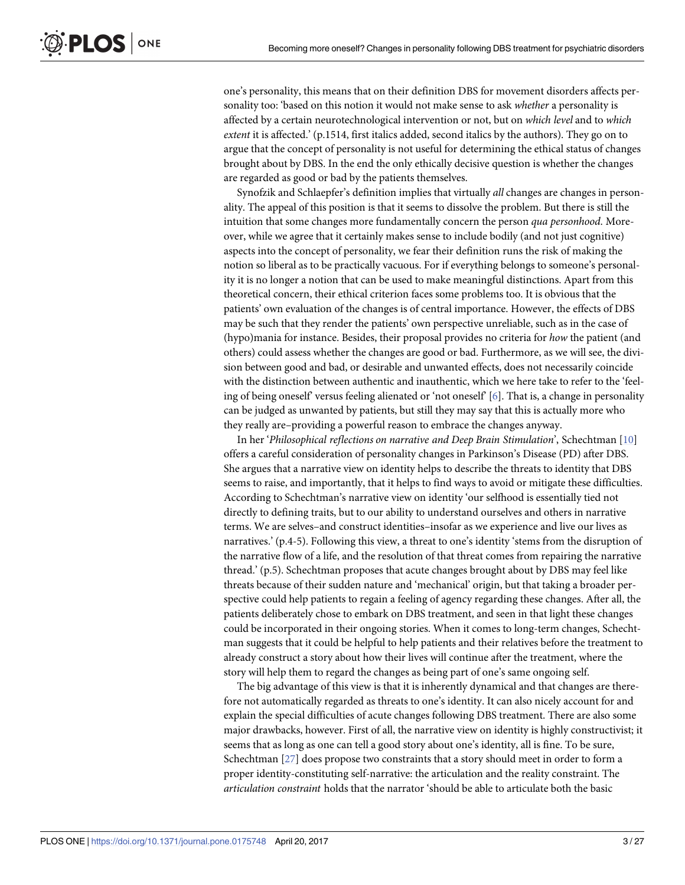one's personality, this means that on their definition DBS for movement disorders affects personality too: 'based on this notion it would not make sense to ask *whether* a personality is affected by a certain neurotechnological intervention or not, but on *which level* and to *which extent* it is affected.' (p.1514, first italics added, second italics by the authors). They go on to argue that the concept of personality is not useful for determining the ethical status of changes brought about by DBS. In the end the only ethically decisive question is whether the changes are regarded as good or bad by the patients themselves.

Synofzik and Schlaepfer's definition implies that virtually *all* changes are changes in personality. The appeal of this position is that it seems to dissolve the problem. But there is still the intuition that some changes more fundamentally concern the person *qua personhood*. Moreover, while we agree that it certainly makes sense to include bodily (and not just cognitive) aspects into the concept of personality, we fear their definition runs the risk of making the notion so liberal as to be practically vacuous. For if everything belongs to someone's personality it is no longer a notion that can be used to make meaningful distinctions. Apart from this theoretical concern, their ethical criterion faces some problems too. It is obvious that the patients' own evaluation of the changes is of central importance. However, the effects of DBS may be such that they render the patients' own perspective unreliable, such as in the case of (hypo)mania for instance. Besides, their proposal provides no criteria for *how* the patient (and others) could assess whether the changes are good or bad. Furthermore, as we will see, the division between good and bad, or desirable and unwanted effects, does not necessarily coincide with the distinction between authentic and inauthentic, which we here take to refer to the 'feeling of being oneself' versus feeling alienated or 'not oneself' [6]. That is, a change in personality can be judged as unwanted by patients, but still they may say that this is actually more who they really are–providing a powerful reason to embrace the changes anyway.

In her '*Philosophical reflections on narrative and Deep Brain Stimulation*', Schechtman [10] offers a careful consideration of personality changes in Parkinson's Disease (PD) after DBS. She argues that a narrative view on identity helps to describe the threats to identity that DBS seems to raise, and importantly, that it helps to find ways to avoid or mitigate these difficulties. According to Schechtman's narrative view on identity 'our selfhood is essentially tied not directly to defining traits, but to our ability to understand ourselves and others in narrative terms. We are selves–and construct identities–insofar as we experience and live our lives as narratives.' (p.4-5). Following this view, a threat to one's identity 'stems from the disruption of the narrative flow of a life, and the resolution of that threat comes from repairing the narrative thread.' (p.5). Schechtman proposes that acute changes brought about by DBS may feel like threats because of their sudden nature and 'mechanical' origin, but that taking a broader perspective could help patients to regain a feeling of agency regarding these changes. After all, the patients deliberately chose to embark on DBS treatment, and seen in that light these changes could be incorporated in their ongoing stories. When it comes to long-term changes, Schechtman suggests that it could be helpful to help patients and their relatives before the treatment to already construct a story about how their lives will continue after the treatment, where the story will help them to regard the changes as being part of one's same ongoing self.

The big advantage of this view is that it is inherently dynamical and that changes are therefore not automatically regarded as threats to one's identity. It can also nicely account for and explain the special difficulties of acute changes following DBS treatment. There are also some major drawbacks, however. First of all, the narrative view on identity is highly constructivist; it seems that as long as one can tell a good story about one's identity, all is fine. To be sure, Schechtman [27] does propose two constraints that a story should meet in order to form a proper identity-constituting self-narrative: the articulation and the reality constraint. The *articulation constraint* holds that the narrator 'should be able to articulate both the basic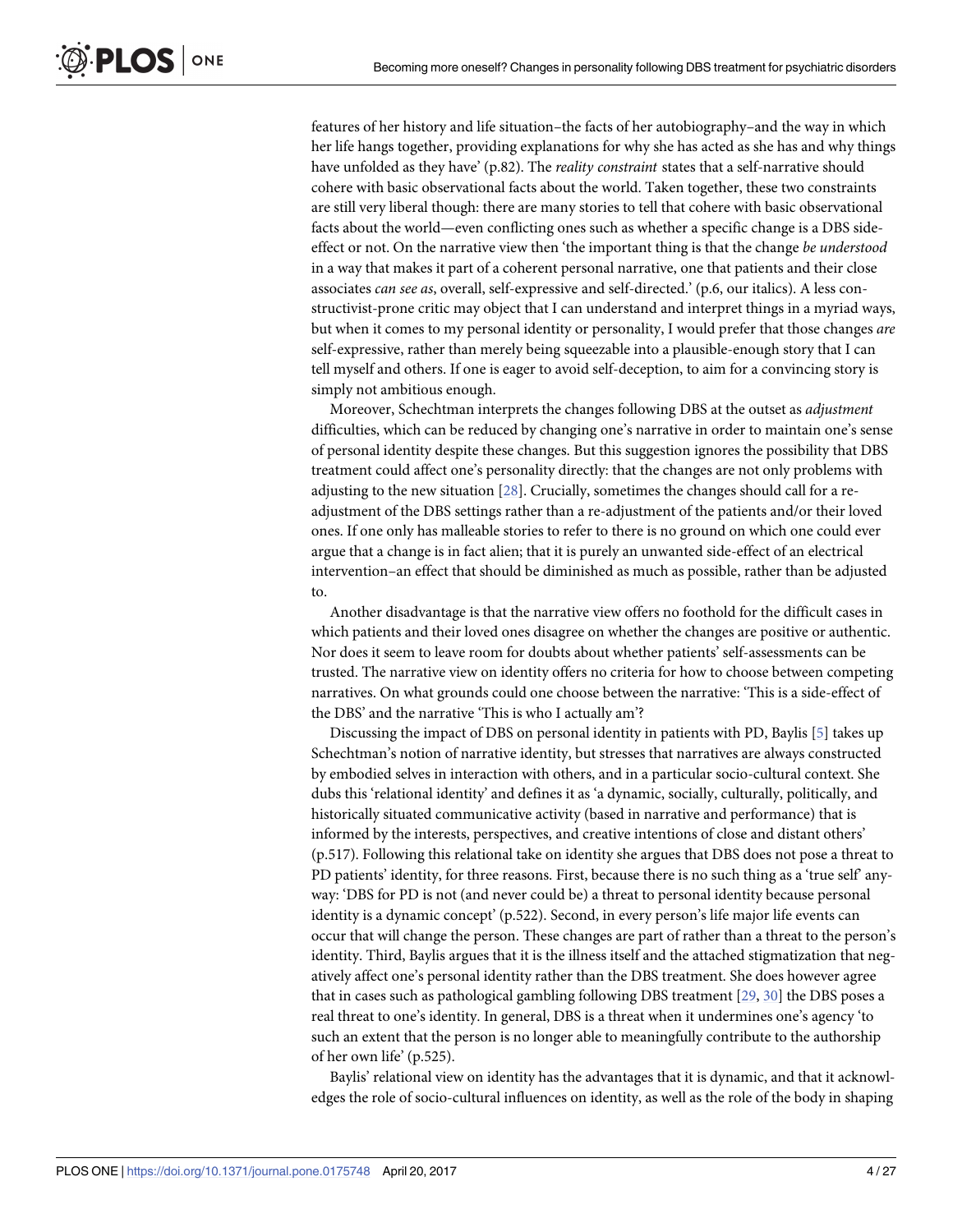features of her history and life situation–the facts of her autobiography–and the way in which her life hangs together, providing explanations for why she has acted as she has and why things have unfolded as they have' (p.82). The *reality constraint* states that a self-narrative should cohere with basic observational facts about the world. Taken together, these two constraints are still very liberal though: there are many stories to tell that cohere with basic observational facts about the world—even conflicting ones such as whether a specific change is a DBS side-effect or not. On the narrative view then 'the important thing is that the change *be understood* in a way that makes it part of a coherent personal narrative, one that patients and their close associates *can see as*, overall, self-expressive and self-directed.' (p.6, our italics). A less constructivist-prone critic may object that I can understand and interpret things in a myriad ways, but when it comes to my personal identity or personality, I would prefer that those changes *are* self-expressive, rather than merely being squeezable into a plausible-enough story that I can tell myself and others. If one is eager to avoid self-deception, to aim for a convincing story is simply not ambitious enough.

Moreover, Schechtman interprets the changes following DBS at the outset as *adjustment* difficulties, which can be reduced by changing one's narrative in order to maintain one's sense of personal identity despite these changes. But this suggestion ignores the possibility that DBS treatment could affect one's personality directly: that the changes are not only problems with adjusting to the new situation [28]. Crucially, sometimes the changes should call for a re-adjustment of the DBS settings rather than a re-adjustment of the patients and/or their loved ones. If one only has malleable stories to refer to there is no ground on which one could ever argue that a change is in fact alien; that it is purely an unwanted side-effect of an electrical intervention–an effect that should be diminished as much as possible, rather than be adjusted to.

Another disadvantage is that the narrative view offers no foothold for the difficult cases in which patients and their loved ones disagree on whether the changes are positive or authentic. Nor does it seem to leave room for doubts about whether patients' self-assessments can be trusted. The narrative view on identity offers no criteria for how to choose between competing narratives. On what grounds could one choose between the narrative: 'This is a side-effect of the DBS' and the narrative 'This is who I actually am'?

Discussing the impact of DBS on personal identity in patients with PD, Baylis [5] takes up Schechtman's notion of narrative identity, but stresses that narratives are always constructed by embodied selves in interaction with others, and in a particular socio-cultural context. She dubs this 'relational identity' and defines it as 'a dynamic, socially, culturally, politically, and historically situated communicative activity (based in narrative and performance) that is informed by the interests, perspectives, and creative intentions of close and distant others' (p.517). Following this relational take on identity she argues that DBS does not pose a threat to PD patients' identity, for three reasons. First, because there is no such thing as a 'true self' anyway: 'DBS for PD is not (and never could be) a threat to personal identity because personal identity is a dynamic concept' (p.522). Second, in every person's life major life events can occur that will change the person. These changes are part of rather than a threat to the person's identity. Third, Baylis argues that it is the illness itself and the attached stigmatization that negatively affect one's personal identity rather than the DBS treatment. She does however agree that in cases such as pathological gambling following DBS treatment [29, 30] the DBS poses a real threat to one's identity. In general, DBS is a threat when it undermines one's agency 'to such an extent that the person is no longer able to meaningfully contribute to the authorship of her own life' (p.525).

Baylis' relational view on identity has the advantages that it is dynamic, and that it acknowledges the role of socio-cultural influences on identity, as well as the role of the body in shaping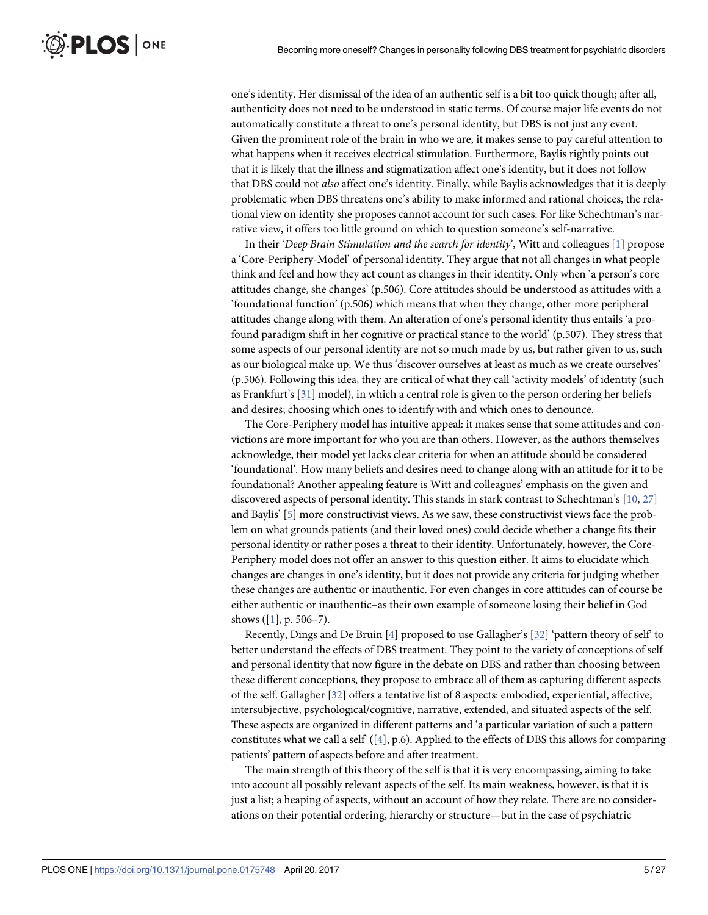one's identity. Her dismissal of the idea of an authentic self is a bit too quick though; after all, authenticity does not need to be understood in static terms. Of course major life events do not automatically constitute a threat to one's personal identity, but DBS is not just any event. Given the prominent role of the brain in who we are, it makes sense to pay careful attention to what happens when it receives electrical stimulation. Furthermore, Baylis rightly points out that it is likely that the illness and stigmatization affect one's identity, but it does not follow that DBS could not *also* affect one's identity. Finally, while Baylis acknowledges that it is deeply problematic when DBS threatens one's ability to make informed and rational choices, the relational view on identity she proposes cannot account for such cases. For like Schechtman's narrative view, it offers too little ground on which to question someone's self-narrative.

In their '*Deep Brain Stimulation and the search for identity*', Witt and colleagues [1] propose a 'Core-Periphery-Model' of personal identity. They argue that not all changes in what people think and feel and how they act count as changes in their identity. Only when 'a person's core attitudes change, she changes' (p.506). Core attitudes should be understood as attitudes with a 'foundational function' (p.506) which means that when they change, other more peripheral attitudes change along with them. An alteration of one's personal identity thus entails 'a profound paradigm shift in her cognitive or practical stance to the world' (p.507). They stress that some aspects of our personal identity are not so much made by us, but rather given to us, such as our biological make up. We thus 'discover ourselves at least as much as we create ourselves' (p.506). Following this idea, they are critical of what they call 'activity models' of identity (such as Frankfurt's [31] model), in which a central role is given to the person ordering her beliefs and desires; choosing which ones to identify with and which ones to denounce.

The Core-Periphery model has intuitive appeal: it makes sense that some attitudes and convictions are more important for who you are than others. However, as the authors themselves acknowledge, their model yet lacks clear criteria for when an attitude should be considered 'foundational'. How many beliefs and desires need to change along with an attitude for it to be foundational? Another appealing feature is Witt and colleagues' emphasis on the given and discovered aspects of personal identity. This stands in stark contrast to Schechtman's [10, 27] and Baylis' [5] more constructivist views. As we saw, these constructivist views face the problem on what grounds patients (and their loved ones) could decide whether a change fits their personal identity or rather poses a threat to their identity. Unfortunately, however, the Core-Periphery model does not offer an answer to this question either. It aims to elucidate which changes are changes in one's identity, but it does not provide any criteria for judging whether these changes are authentic or inauthentic. For even changes in core attitudes can of course be either authentic or inauthentic–as their own example of someone losing their belief in God shows ([1], p. 506–7).

Recently, Dings and De Bruin [4] proposed to use Gallagher's [32] 'pattern theory of self' to better understand the effects of DBS treatment. They point to the variety of conceptions of self and personal identity that now figure in the debate on DBS and rather than choosing between these different conceptions, they propose to embrace all of them as capturing different aspects of the self. Gallagher [32] offers a tentative list of 8 aspects: embodied, experiential, affective, intersubjective, psychological/cognitive, narrative, extended, and situated aspects of the self. These aspects are organized in different patterns and 'a particular variation of such a pattern constitutes what we call a self' ([4], p.6). Applied to the effects of DBS this allows for comparing patients' pattern of aspects before and after treatment.

The main strength of this theory of the self is that it is very encompassing, aiming to take into account all possibly relevant aspects of the self. Its main weakness, however, is that it is just a list; a heaping of aspects, without an account of how they relate. There are no considerations on their potential ordering, hierarchy or structure—but in the case of psychiatric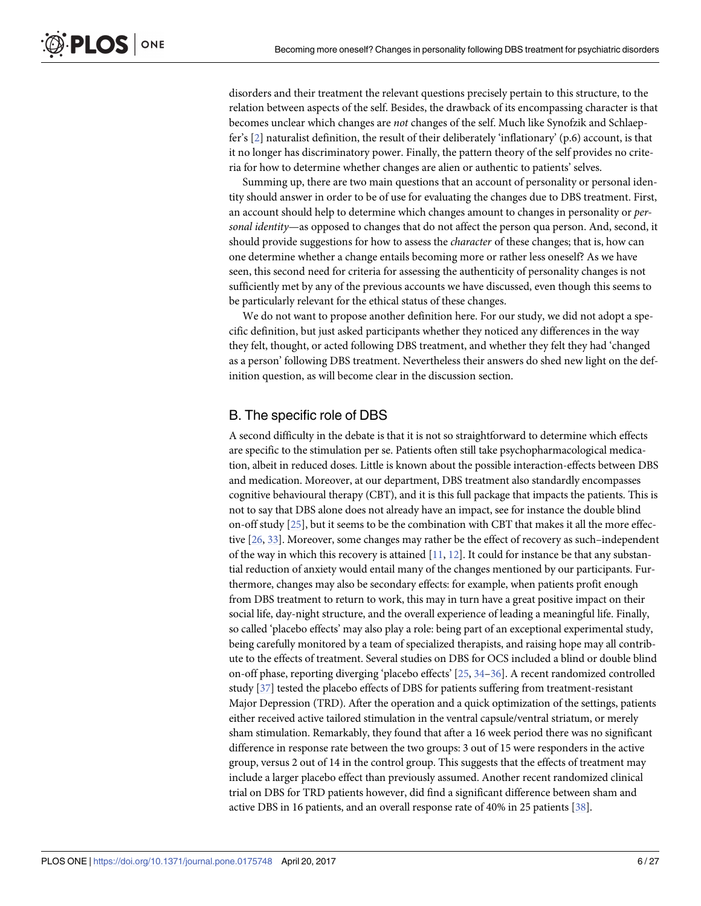disorders and their treatment the relevant questions precisely pertain to this structure, to the relation between aspects of the self. Besides, the drawback of its encompassing character is that becomes unclear which changes are *not* changes of the self. Much like Synofzik and Schlaepfer's [2] naturalist definition, the result of their deliberately 'inflationary' (p.6) account, is that it no longer has discriminatory power. Finally, the pattern theory of the self provides no criteria for how to determine whether changes are alien or authentic to patients' selves.

Summing up, there are two main questions that an account of personality or personal identity should answer in order to be of use for evaluating the changes due to DBS treatment. First, an account should help to determine which changes amount to changes in personality or *personal identity*—as opposed to changes that do not affect the person qua person. And, second, it should provide suggestions for how to assess the *character* of these changes; that is, how can one determine whether a change entails becoming more or rather less oneself? As we have seen, this second need for criteria for assessing the authenticity of personality changes is not sufficiently met by any of the previous accounts we have discussed, even though this seems to be particularly relevant for the ethical status of these changes.

We do not want to propose another definition here. For our study, we did not adopt a specific definition, but just asked participants whether they noticed any differences in the way they felt, thought, or acted following DBS treatment, and whether they felt they had 'changed as a person' following DBS treatment. Nevertheless their answers do shed new light on the definition question, as will become clear in the discussion section.

## B. The specific role of DBS

A second difficulty in the debate is that it is not so straightforward to determine which effects are specific to the stimulation per se. Patients often still take psychopharmacological medication, albeit in reduced doses. Little is known about the possible interaction-effects between DBS and medication. Moreover, at our department, DBS treatment also standardly encompasses cognitive behavioural therapy (CBT), and it is this full package that impacts the patients. This is not to say that DBS alone does not already have an impact, see for instance the double blind on-off study [25], but it seems to be the combination with CBT that makes it all the more effective [26, 33]. Moreover, some changes may rather be the effect of recovery as such–independent of the way in which this recovery is attained [11, 12]. It could for instance be that any substantial reduction of anxiety would entail many of the changes mentioned by our participants. Furthermore, changes may also be secondary effects: for example, when patients profit enough from DBS treatment to return to work, this may in turn have a great positive impact on their social life, day-night structure, and the overall experience of leading a meaningful life. Finally, so called 'placebo effects' may also play a role: being part of an exceptional experimental study, being carefully monitored by a team of specialized therapists, and raising hope may all contribute to the effects of treatment. Several studies on DBS for OCS included a blind or double blind on-off phase, reporting diverging 'placebo effects' [25, 34–36]. A recent randomized controlled study [37] tested the placebo effects of DBS for patients suffering from treatment-resistant Major Depression (TRD). After the operation and a quick optimization of the settings, patients either received active tailored stimulation in the ventral capsule/ventral striatum, or merely sham stimulation. Remarkably, they found that after a 16 week period there was no significant difference in response rate between the two groups: 3 out of 15 were responders in the active group, versus 2 out of 14 in the control group. This suggests that the effects of treatment may include a larger placebo effect than previously assumed. Another recent randomized clinical trial on DBS for TRD patients however, did find a significant difference between sham and active DBS in 16 patients, and an overall response rate of 40% in 25 patients [38].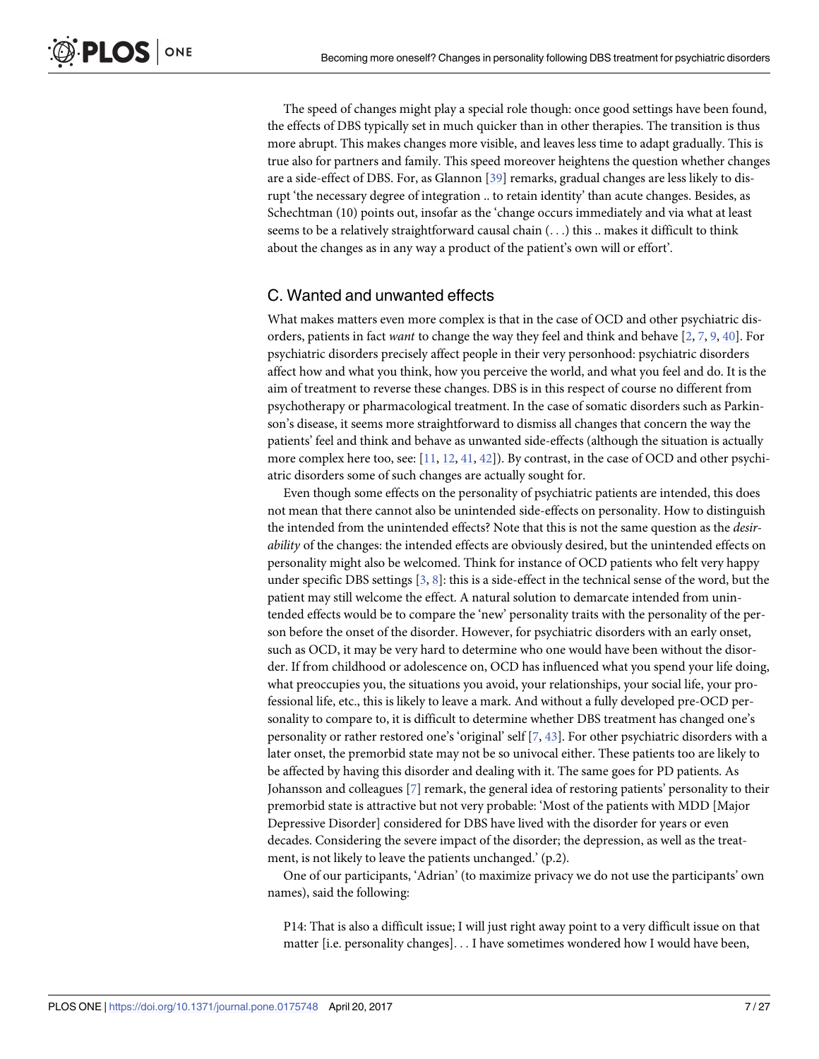The speed of changes might play a special role though: once good settings have been found, the effects of DBS typically set in much quicker than in other therapies. The transition is thus more abrupt. This makes changes more visible, and leaves less time to adapt gradually. This is true also for partners and family. This speed moreover heightens the question whether changes are a side-effect of DBS. For, as Glannon [39] remarks, gradual changes are less likely to disrupt 'the necessary degree of integration .. to retain identity' than acute changes. Besides, as Schechtman (10) points out, insofar as the 'change occurs immediately and via what at least seems to be a relatively straightforward causal chain (. . .) this .. makes it difficult to think about the changes as in any way a product of the patient's own will or effort'.

## C. Wanted and unwanted effects

What makes matters even more complex is that in the case of OCD and other psychiatric disorders, patients in fact *want* to change the way they feel and think and behave [2, 7, 9, 40]. For psychiatric disorders precisely affect people in their very personhood: psychiatric disorders affect how and what you think, how you perceive the world, and what you feel and do. It is the aim of treatment to reverse these changes. DBS is in this respect of course no different from psychotherapy or pharmacological treatment. In the case of somatic disorders such as Parkinson's disease, it seems more straightforward to dismiss all changes that concern the way the patients' feel and think and behave as unwanted side-effects (although the situation is actually more complex here too, see: [11, 12, 41, 42]). By contrast, in the case of OCD and other psychiatric disorders some of such changes are actually sought for.

Even though some effects on the personality of psychiatric patients are intended, this does not mean that there cannot also be unintended side-effects on personality. How to distinguish the intended from the unintended effects? Note that this is not the same question as the *desirability* of the changes: the intended effects are obviously desired, but the unintended effects on personality might also be welcomed. Think for instance of OCD patients who felt very happy under specific DBS settings [3, 8]: this is a side-effect in the technical sense of the word, but the patient may still welcome the effect. A natural solution to demarcate intended from unintended effects would be to compare the 'new' personality traits with the personality of the person before the onset of the disorder. However, for psychiatric disorders with an early onset, such as OCD, it may be very hard to determine who one would have been without the disorder. If from childhood or adolescence on, OCD has influenced what you spend your life doing, what preoccupies you, the situations you avoid, your relationships, your social life, your professional life, etc., this is likely to leave a mark. And without a fully developed pre-OCD personality to compare to, it is difficult to determine whether DBS treatment has changed one's personality or rather restored one's 'original' self [7, 43]. For other psychiatric disorders with a later onset, the premorbid state may not be so univocal either. These patients too are likely to be affected by having this disorder and dealing with it. The same goes for PD patients. As Johansson and colleagues [7] remark, the general idea of restoring patients' personality to their premorbid state is attractive but not very probable: 'Most of the patients with MDD [Major Depressive Disorder] considered for DBS have lived with the disorder for years or even decades. Considering the severe impact of the disorder; the depression, as well as the treatment, is not likely to leave the patients unchanged.' (p.2).

One of our participants, 'Adrian' (to maximize privacy we do not use the participants' own names), said the following:

> P14: That is also a difficult issue; I will just right away point to a very difficult issue on that matter [i.e. personality changes]. . . I have sometimes wondered how I would have been,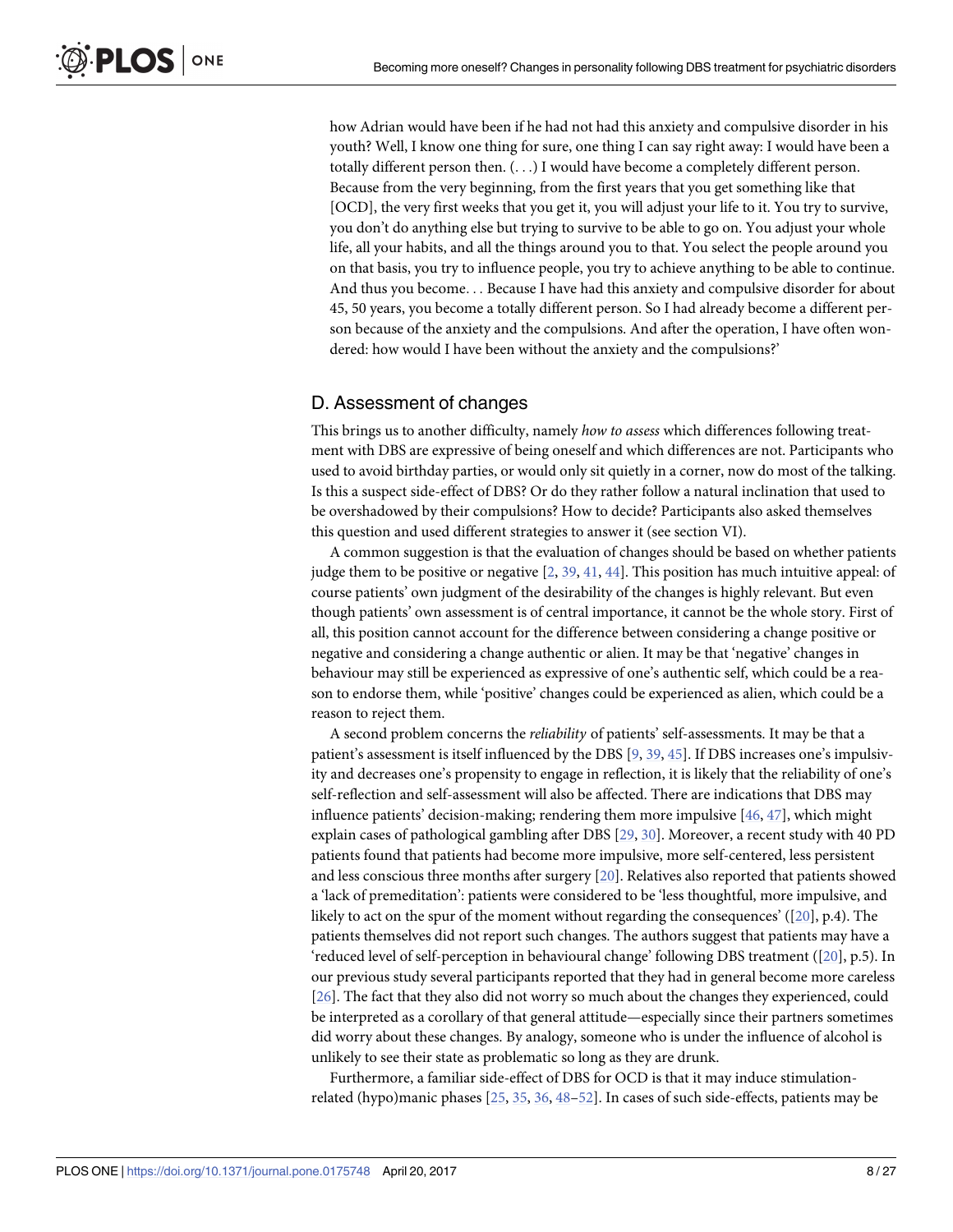how Adrian would have been if he had not had this anxiety and compulsive disorder in his youth? Well, I know one thing for sure, one thing I can say right away: I would have been a totally different person then. (. . .) I would have become a completely different person. Because from the very beginning, from the first years that you get something like that [OCD], the very first weeks that you get it, you will adjust your life to it. You try to survive, you don't do anything else but trying to survive to be able to go on. You adjust your whole life, all your habits, and all the things around you to that. You select the people around you on that basis, you try to influence people, you try to achieve anything to be able to continue. And thus you become. . . Because I have had this anxiety and compulsive disorder for about 45, 50 years, you become a totally different person. So I had already become a different person because of the anxiety and the compulsions. And after the operation, I have often wondered: how would I have been without the anxiety and the compulsions?'

## D. Assessment of changes

This brings us to another difficulty, namely *how to assess* which differences following treatment with DBS are expressive of being oneself and which differences are not. Participants who used to avoid birthday parties, or would only sit quietly in a corner, now do most of the talking. Is this a suspect side-effect of DBS? Or do they rather follow a natural inclination that used to be overshadowed by their compulsions? How to decide? Participants also asked themselves this question and used different strategies to answer it (see section VI).

A common suggestion is that the evaluation of changes should be based on whether patients judge them to be positive or negative [2, 39, 41, 44]. This position has much intuitive appeal: of course patients' own judgment of the desirability of the changes is highly relevant. But even though patients' own assessment is of central importance, it cannot be the whole story. First of all, this position cannot account for the difference between considering a change positive or negative and considering a change authentic or alien. It may be that 'negative' changes in behaviour may still be experienced as expressive of one's authentic self, which could be a reason to endorse them, while 'positive' changes could be experienced as alien, which could be a reason to reject them.

A second problem concerns the *reliability* of patients' self-assessments. It may be that a patient's assessment is itself influenced by the DBS [9, 39, 45]. If DBS increases one's impulsivity and decreases one's propensity to engage in reflection, it is likely that the reliability of one's self-reflection and self-assessment will also be affected. There are indications that DBS may influence patients' decision-making; rendering them more impulsive [46, 47], which might explain cases of pathological gambling after DBS [29, 30]. Moreover, a recent study with 40 PD patients found that patients had become more impulsive, more self-centered, less persistent and less conscious three months after surgery [20]. Relatives also reported that patients showed a 'lack of premeditation': patients were considered to be 'less thoughtful, more impulsive, and likely to act on the spur of the moment without regarding the consequences' ([20], p.4). The patients themselves did not report such changes. The authors suggest that patients may have a 'reduced level of self-perception in behavioural change' following DBS treatment ([20], p.5). In our previous study several participants reported that they had in general become more careless [26]. The fact that they also did not worry so much about the changes they experienced, could be interpreted as a corollary of that general attitude—especially since their partners sometimes did worry about these changes. By analogy, someone who is under the influence of alcohol is unlikely to see their state as problematic so long as they are drunk.

Furthermore, a familiar side-effect of DBS for OCD is that it may induce stimulation-related (hypo)manic phases [25, 35, 36, 48–52]. In cases of such side-effects, patients may be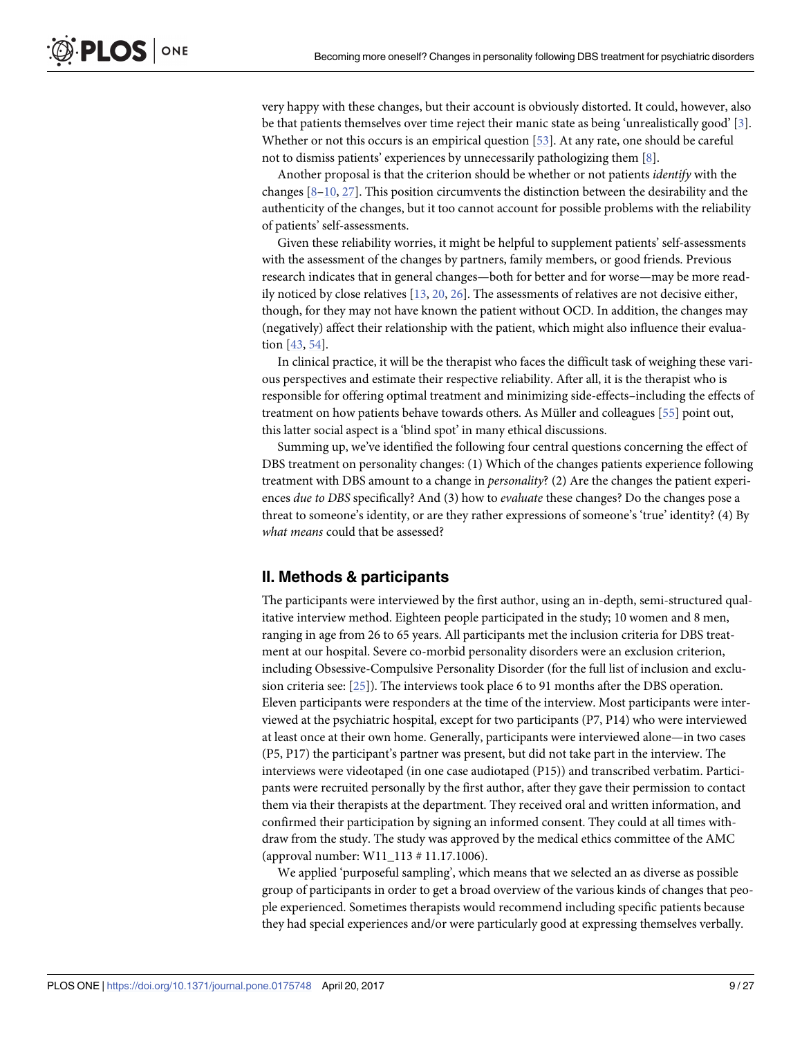very happy with these changes, but their account is obviously distorted. It could, however, also be that patients themselves over time reject their manic state as being 'unrealistically good' [3]. Whether or not this occurs is an empirical question [53]. At any rate, one should be careful not to dismiss patients' experiences by unnecessarily pathologizing them [8].

Another proposal is that the criterion should be whether or not patients *identify* with the changes [8–10, 27]. This position circumvents the distinction between the desirability and the authenticity of the changes, but it too cannot account for possible problems with the reliability of patients' self-assessments.

Given these reliability worries, it might be helpful to supplement patients' self-assessments with the assessment of the changes by partners, family members, or good friends. Previous research indicates that in general changes—both for better and for worse—may be more readily noticed by close relatives [13, 20, 26]. The assessments of relatives are not decisive either, though, for they may not have known the patient without OCD. In addition, the changes may (negatively) affect their relationship with the patient, which might also influence their evaluation [43, 54].

In clinical practice, it will be the therapist who faces the difficult task of weighing these various perspectives and estimate their respective reliability. After all, it is the therapist who is responsible for offering optimal treatment and minimizing side-effects–including the effects of treatment on how patients behave towards others. As Müller and colleagues [55] point out, this latter social aspect is a 'blind spot' in many ethical discussions.

Summing up, we've identified the following four central questions concerning the effect of DBS treatment on personality changes: (1) Which of the changes patients experience following treatment with DBS amount to a change in *personality*? (2) Are the changes the patient experiences *due to DBS* specifically? And (3) how to *evaluate* these changes? Do the changes pose a threat to someone's identity, or are they rather expressions of someone's 'true' identity? (4) By *what means* could that be assessed?

## II. Methods & participants

The participants were interviewed by the first author, using an in-depth, semi-structured qualitative interview method. Eighteen people participated in the study; 10 women and 8 men, ranging in age from 26 to 65 years. All participants met the inclusion criteria for DBS treatment at our hospital. Severe co-morbid personality disorders were an exclusion criterion, including Obsessive-Compulsive Personality Disorder (for the full list of inclusion and exclusion criteria see: [25]). The interviews took place 6 to 91 months after the DBS operation. Eleven participants were responders at the time of the interview. Most participants were interviewed at the psychiatric hospital, except for two participants (P7, P14) who were interviewed at least once at their own home. Generally, participants were interviewed alone—in two cases (P5, P17) the participant's partner was present, but did not take part in the interview. The interviews were videotaped (in one case audiotaped (P15)) and transcribed verbatim. Participants were recruited personally by the first author, after they gave their permission to contact them via their therapists at the department. They received oral and written information, and confirmed their participation by signing an informed consent. They could at all times withdraw from the study. The study was approved by the medical ethics committee of the AMC (approval number: W11_113 # 11.17.1006).

We applied 'purposeful sampling', which means that we selected an as diverse as possible group of participants in order to get a broad overview of the various kinds of changes that people experienced. Sometimes therapists would recommend including specific patients because they had special experiences and/or were particularly good at expressing themselves verbally.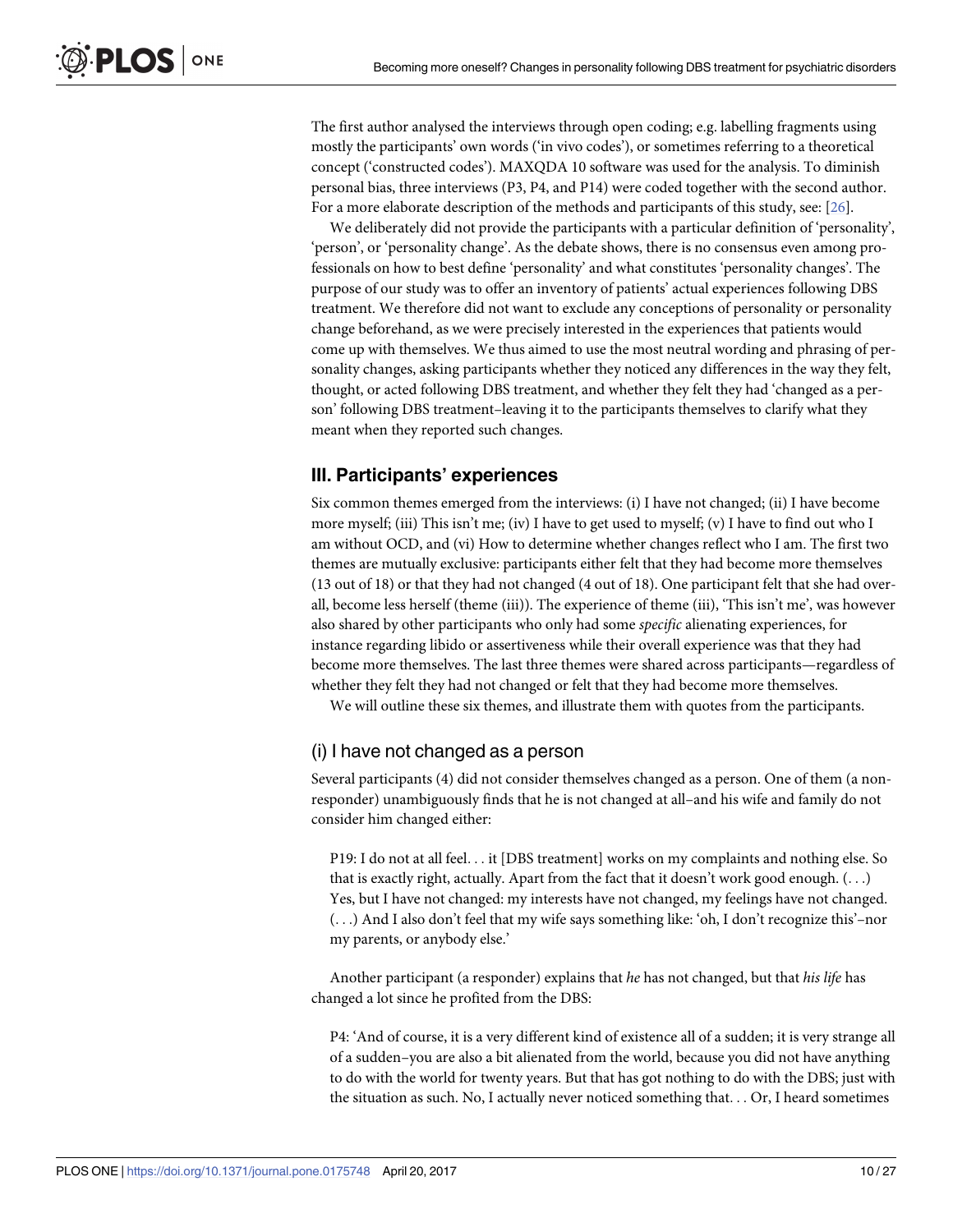The first author analysed the interviews through open coding; e.g. labelling fragments using mostly the participants' own words ('in vivo codes'), or sometimes referring to a theoretical concept ('constructed codes'). MAXQDA 10 software was used for the analysis. To diminish personal bias, three interviews (P3, P4, and P14) were coded together with the second author. For a more elaborate description of the methods and participants of this study, see: [26].

We deliberately did not provide the participants with a particular definition of 'personality', 'person', or 'personality change'. As the debate shows, there is no consensus even among professionals on how to best define 'personality' and what constitutes 'personality changes'. The purpose of our study was to offer an inventory of patients' actual experiences following DBS treatment. We therefore did not want to exclude any conceptions of personality or personality change beforehand, as we were precisely interested in the experiences that patients would come up with themselves. We thus aimed to use the most neutral wording and phrasing of personality changes, asking participants whether they noticed any differences in the way they felt, thought, or acted following DBS treatment, and whether they felt they had 'changed as a person' following DBS treatment–leaving it to the participants themselves to clarify what they meant when they reported such changes.

## III. Participants' experiences

Six common themes emerged from the interviews: (i) I have not changed; (ii) I have become more myself; (iii) This isn't me; (iv) I have to get used to myself; (v) I have to find out who I am without OCD, and (vi) How to determine whether changes reflect who I am. The first two themes are mutually exclusive: participants either felt that they had become more themselves (13 out of 18) or that they had not changed (4 out of 18). One participant felt that she had overall, become less herself (theme (iii)). The experience of theme (iii), 'This isn't me', was however also shared by other participants who only had some *specific* alienating experiences, for instance regarding libido or assertiveness while their overall experience was that they had become more themselves. The last three themes were shared across participants—regardless of whether they felt they had not changed or felt that they had become more themselves.

We will outline these six themes, and illustrate them with quotes from the participants.

### (i) I have not changed as a person

Several participants (4) did not consider themselves changed as a person. One of them (a non-responder) unambiguously finds that he is not changed at all–and his wife and family do not consider him changed either:

> P19: I do not at all feel. . . it [DBS treatment] works on my complaints and nothing else. So that is exactly right, actually. Apart from the fact that it doesn't work good enough. (. . .) Yes, but I have not changed: my interests have not changed, my feelings have not changed. (. . .) And I also don't feel that my wife says something like: 'oh, I don't recognize this'–nor my parents, or anybody else.'

Another participant (a responder) explains that *he* has not changed, but that *his life* has changed a lot since he profited from the DBS:

> P4: 'And of course, it is a very different kind of existence all of a sudden; it is very strange all of a sudden–you are also a bit alienated from the world, because you did not have anything to do with the world for twenty years. But that has got nothing to do with the DBS; just with the situation as such. No, I actually never noticed something that. . . Or, I heard sometimes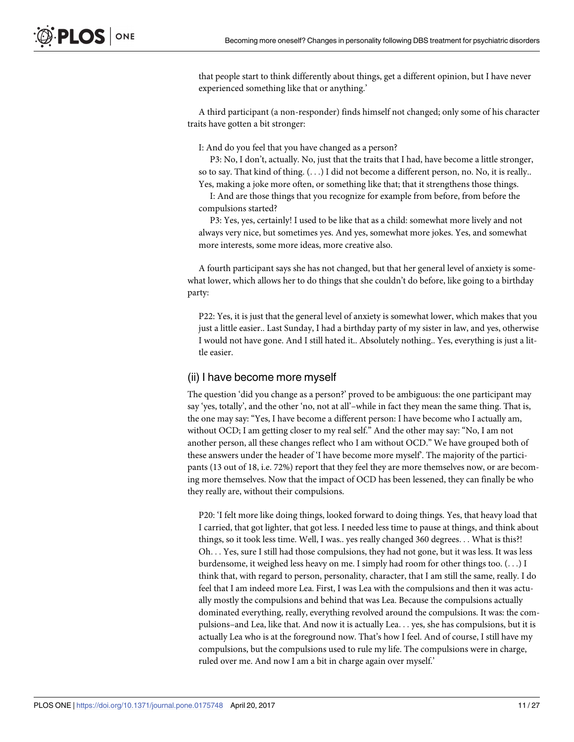that people start to think differently about things, get a different opinion, but I have never experienced something like that or anything.'

A third participant (a non-responder) finds himself not changed; only some of his character traits have gotten a bit stronger:

I: And do you feel that you have changed as a person?

P3: No, I don't, actually. No, just that the traits that I had, have become a little stronger, so to say. That kind of thing. (. . .) I did not become a different person, no. No, it is really.. Yes, making a joke more often, or something like that; that it strengthens those things.

I: And are those things that you recognize for example from before, from before the compulsions started?

P3: Yes, yes, certainly! I used to be like that as a child: somewhat more lively and not always very nice, but sometimes yes. And yes, somewhat more jokes. Yes, and somewhat more interests, some more ideas, more creative also.

A fourth participant says she has not changed, but that her general level of anxiety is somewhat lower, which allows her to do things that she couldn't do before, like going to a birthday party:

P22: Yes, it is just that the general level of anxiety is somewhat lower, which makes that you just a little easier.. Last Sunday, I had a birthday party of my sister in law, and yes, otherwise I would not have gone. And I still hated it.. Absolutely nothing.. Yes, everything is just a little easier.

### (ii) I have become more myself

The question 'did you change as a person?' proved to be ambiguous: the one participant may say 'yes, totally', and the other 'no, not at all'–while in fact they mean the same thing. That is, the one may say: "Yes, I have become a different person: I have become who I actually am, without OCD; I am getting closer to my real self." And the other may say: "No, I am not another person, all these changes reflect who I am without OCD." We have grouped both of these answers under the header of 'I have become more myself'. The majority of the participants (13 out of 18, i.e. 72%) report that they feel they are more themselves now, or are becoming more themselves. Now that the impact of OCD has been lessened, they can finally be who they really are, without their compulsions.

P20: 'I felt more like doing things, looked forward to doing things. Yes, that heavy load that I carried, that got lighter, that got less. I needed less time to pause at things, and think about things, so it took less time. Well, I was.. yes really changed 360 degrees. . . What is this?! Oh. . . Yes, sure I still had those compulsions, they had not gone, but it was less. It was less burdensome, it weighed less heavy on me. I simply had room for other things too. (. . .) I think that, with regard to person, personality, character, that I am still the same, really. I do feel that I am indeed more Lea. First, I was Lea with the compulsions and then it was actually mostly the compulsions and behind that was Lea. Because the compulsions actually dominated everything, really, everything revolved around the compulsions. It was: the compulsions–and Lea, like that. And now it is actually Lea. . . yes, she has compulsions, but it is actually Lea who is at the foreground now. That's how I feel. And of course, I still have my compulsions, but the compulsions used to rule my life. The compulsions were in charge, ruled over me. And now I am a bit in charge again over myself.'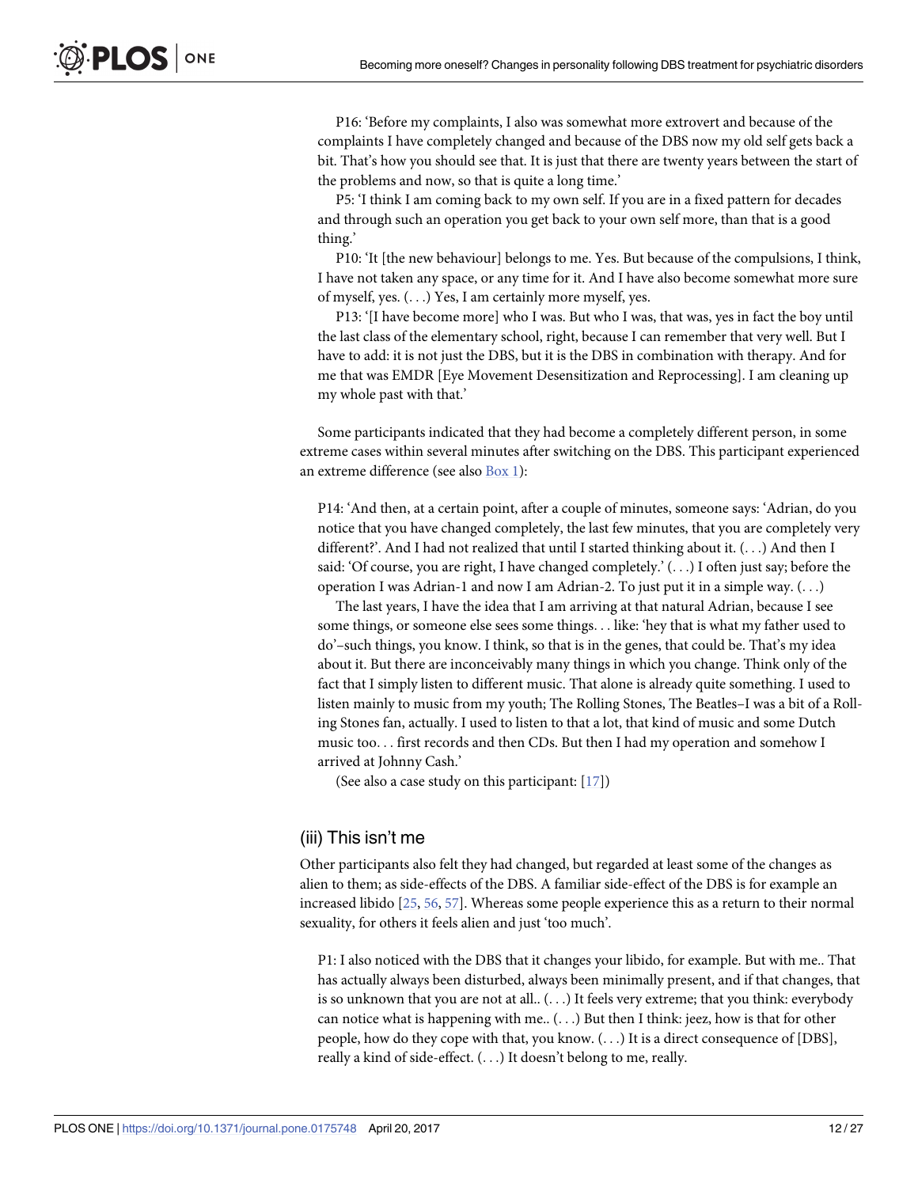P16: 'Before my complaints, I also was somewhat more extrovert and because of the complaints I have completely changed and because of the DBS now my old self gets back a bit. That's how you should see that. It is just that there are twenty years between the start of the problems and now, so that is quite a long time.'

P5: 'I think I am coming back to my own self. If you are in a fixed pattern for decades and through such an operation you get back to your own self more, than that is a good thing.'

P10: 'It [the new behaviour] belongs to me. Yes. But because of the compulsions, I think, I have not taken any space, or any time for it. And I have also become somewhat more sure of myself, yes. (. . .) Yes, I am certainly more myself, yes.

P13: '[I have become more] who I was. But who I was, that was, yes in fact the boy until the last class of the elementary school, right, because I can remember that very well. But I have to add: it is not just the DBS, but it is the DBS in combination with therapy. And for me that was EMDR [Eye Movement Desensitization and Reprocessing]. I am cleaning up my whole past with that.'

Some participants indicated that they had become a completely different person, in some extreme cases within several minutes after switching on the DBS. This participant experienced an extreme difference (see also Box 1):

P14: 'And then, at a certain point, after a couple of minutes, someone says: 'Adrian, do you notice that you have changed completely, the last few minutes, that you are completely very different?'. And I had not realized that until I started thinking about it. (. . .) And then I said: 'Of course, you are right, I have changed completely.' (. . .) I often just say; before the operation I was Adrian-1 and now I am Adrian-2. To just put it in a simple way. (. . .)

The last years, I have the idea that I am arriving at that natural Adrian, because I see some things, or someone else sees some things. . . like: 'hey that is what my father used to do'–such things, you know. I think, so that is in the genes, that could be. That's my idea about it. But there are inconceivably many things in which you change. Think only of the fact that I simply listen to different music. That alone is already quite something. I used to listen mainly to music from my youth; The Rolling Stones, The Beatles–I was a bit of a Rolling Stones fan, actually. I used to listen to that a lot, that kind of music and some Dutch music too. . . first records and then CDs. But then I had my operation and somehow I arrived at Johnny Cash.'

(See also a case study on this participant: [17])

### (iii) This isn't me

Other participants also felt they had changed, but regarded at least some of the changes as alien to them; as side-effects of the DBS. A familiar side-effect of the DBS is for example an increased libido [25, 56, 57]. Whereas some people experience this as a return to their normal sexuality, for others it feels alien and just 'too much'.

P1: I also noticed with the DBS that it changes your libido, for example. But with me.. That has actually always been disturbed, always been minimally present, and if that changes, that is so unknown that you are not at all.. (. . .) It feels very extreme; that you think: everybody can notice what is happening with me.. (. . .) But then I think: jeez, how is that for other people, how do they cope with that, you know. (. . .) It is a direct consequence of [DBS], really a kind of side-effect. (. . .) It doesn't belong to me, really.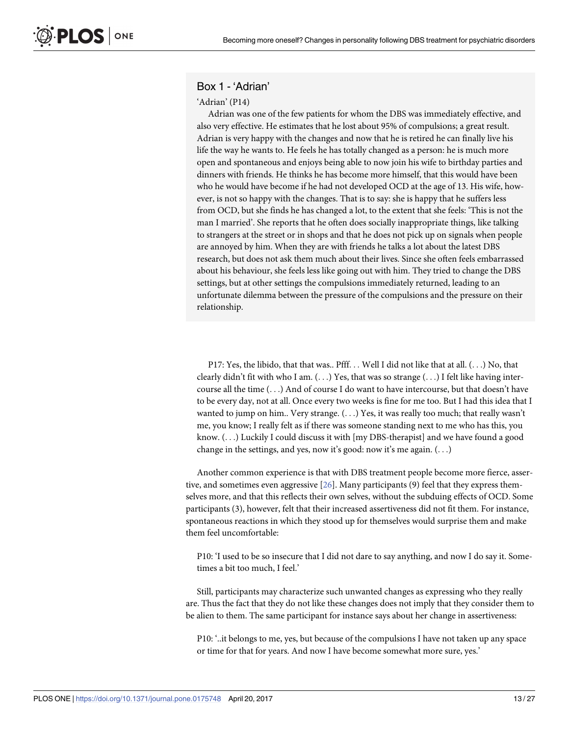### Box 1 - 'Adrian'

'Adrian' (P14)

Adrian was one of the few patients for whom the DBS was immediately effective, and also very effective. He estimates that he lost about 95% of compulsions; a great result. Adrian is very happy with the changes and now that he is retired he can finally live his life the way he wants to. He feels he has totally changed as a person: he is much more open and spontaneous and enjoys being able to now join his wife to birthday parties and dinners with friends. He thinks he has become more himself, that this would have been who he would have become if he had not developed OCD at the age of 13. His wife, however, is not so happy with the changes. That is to say: she is happy that he suffers less from OCD, but she finds he has changed a lot, to the extent that she feels: 'This is not the man I married'. She reports that he often does socially inappropriate things, like talking to strangers at the street or in shops and that he does not pick up on signals when people are annoyed by him. When they are with friends he talks a lot about the latest DBS research, but does not ask them much about their lives. Since she often feels embarrassed about his behaviour, she feels less like going out with him. They tried to change the DBS settings, but at other settings the compulsions immediately returned, leading to an unfortunate dilemma between the pressure of the compulsions and the pressure on their relationship.

> P17: Yes, the libido, that that was.. Pfff. . . Well I did not like that at all. (. . .) No, that clearly didn't fit with who I am. (. . .) Yes, that was so strange (. . .) I felt like having intercourse all the time (. . .) And of course I do want to have intercourse, but that doesn't have to be every day, not at all. Once every two weeks is fine for me too. But I had this idea that I wanted to jump on him.. Very strange. (. . .) Yes, it was really too much; that really wasn't me, you know; I really felt as if there was someone standing next to me who has this, you know. (. . .) Luckily I could discuss it with [my DBS-therapist] and we have found a good change in the settings, and yes, now it's good: now it's me again. (. . .)

Another common experience is that with DBS treatment people become more fierce, assertive, and sometimes even aggressive [26]. Many participants (9) feel that they express themselves more, and that this reflects their own selves, without the subduing effects of OCD. Some participants (3), however, felt that their increased assertiveness did not fit them. For instance, spontaneous reactions in which they stood up for themselves would surprise them and make them feel uncomfortable:

> P10: 'I used to be so insecure that I did not dare to say anything, and now I do say it. Sometimes a bit too much, I feel.'

Still, participants may characterize such unwanted changes as expressing who they really are. Thus the fact that they do not like these changes does not imply that they consider them to be alien to them. The same participant for instance says about her change in assertiveness:

> P10: '..it belongs to me, yes, but because of the compulsions I have not taken up any space or time for that for years. And now I have become somewhat more sure, yes.'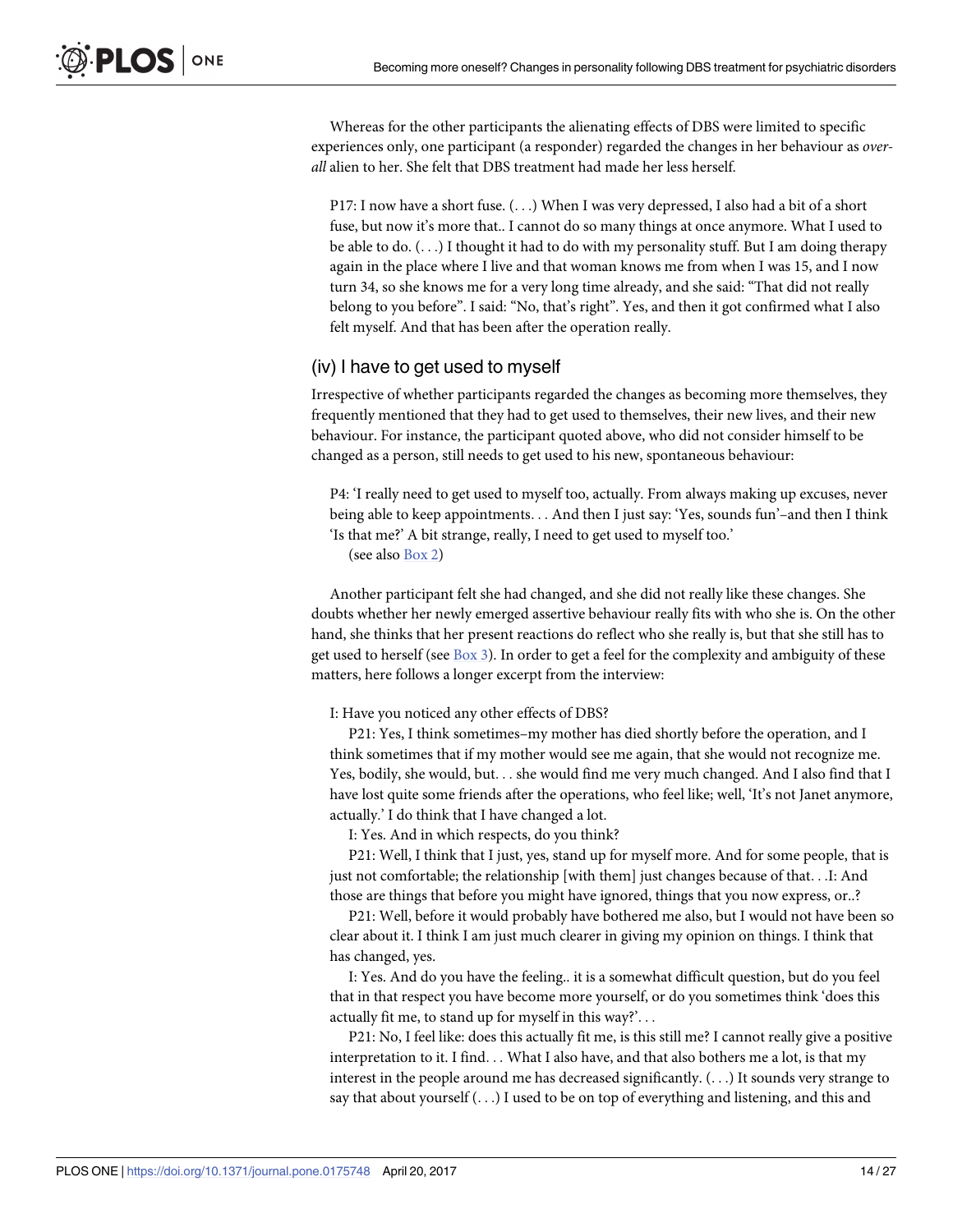Whereas for the other participants the alienating effects of DBS were limited to specific experiences only, one participant (a responder) regarded the changes in her behaviour as *overall* alien to her. She felt that DBS treatment had made her less herself.

> P17: I now have a short fuse. (. . .) When I was very depressed, I also had a bit of a short fuse, but now it's more that.. I cannot do so many things at once anymore. What I used to be able to do. (. . .) I thought it had to do with my personality stuff. But I am doing therapy again in the place where I live and that woman knows me from when I was 15, and I now turn 34, so she knows me for a very long time already, and she said: "That did not really belong to you before". I said: "No, that's right". Yes, and then it got confirmed what I also felt myself. And that has been after the operation really.

## (iv) I have to get used to myself

Irrespective of whether participants regarded the changes as becoming more themselves, they frequently mentioned that they had to get used to themselves, their new lives, and their new behaviour. For instance, the participant quoted above, who did not consider himself to be changed as a person, still needs to get used to his new, spontaneous behaviour:

> P4: 'I really need to get used to myself too, actually. From always making up excuses, never being able to keep appointments. . . And then I just say: 'Yes, sounds fun'–and then I think 'Is that me?' A bit strange, really, I need to get used to myself too.'
>
> (see also Box 2)

Another participant felt she had changed, and she did not really like these changes. She doubts whether her newly emerged assertive behaviour really fits with who she is. On the other hand, she thinks that her present reactions do reflect who she really is, but that she still has to get used to herself (see Box 3). In order to get a feel for the complexity and ambiguity of these matters, here follows a longer excerpt from the interview:

> I: Have you noticed any other effects of DBS?
>
> P21: Yes, I think sometimes–my mother has died shortly before the operation, and I think sometimes that if my mother would see me again, that she would not recognize me. Yes, bodily, she would, but. . . she would find me very much changed. And I also find that I have lost quite some friends after the operations, who feel like; well, 'It's not Janet anymore, actually.' I do think that I have changed a lot.
>
> I: Yes. And in which respects, do you think?
>
> P21: Well, I think that I just, yes, stand up for myself more. And for some people, that is just not comfortable; the relationship [with them] just changes because of that. . .I: And those are things that before you might have ignored, things that you now express, or..?
>
> P21: Well, before it would probably have bothered me also, but I would not have been so clear about it. I think I am just much clearer in giving my opinion on things. I think that has changed, yes.
>
> I: Yes. And do you have the feeling.. it is a somewhat difficult question, but do you feel that in that respect you have become more yourself, or do you sometimes think 'does this actually fit me, to stand up for myself in this way?'. . .
>
> P21: No, I feel like: does this actually fit me, is this still me? I cannot really give a positive interpretation to it. I find. . . What I also have, and that also bothers me a lot, is that my interest in the people around me has decreased significantly. (. . .) It sounds very strange to say that about yourself (. . .) I used to be on top of everything and listening, and this and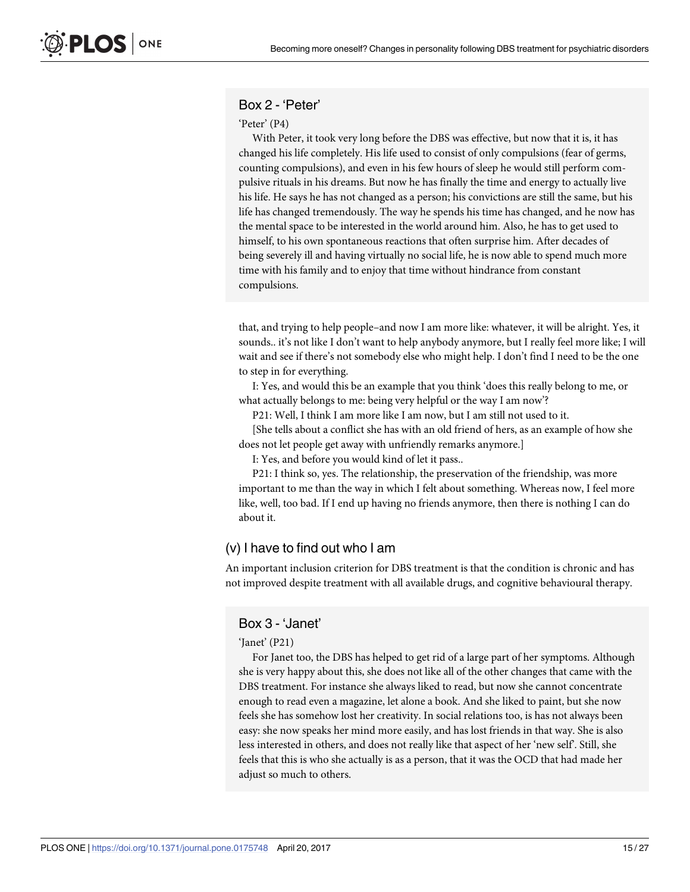## Box 2 - 'Peter'

'Peter' (P4)

With Peter, it took very long before the DBS was effective, but now that it is, it has changed his life completely. His life used to consist of only compulsions (fear of germs, counting compulsions), and even in his few hours of sleep he would still perform compulsive rituals in his dreams. But now he has finally the time and energy to actually live his life. He says he has not changed as a person; his convictions are still the same, but his life has changed tremendously. The way he spends his time has changed, and he now has the mental space to be interested in the world around him. Also, he has to get used to himself, to his own spontaneous reactions that often surprise him. After decades of being severely ill and having virtually no social life, he is now able to spend much more time with his family and to enjoy that time without hindrance from constant compulsions.

that, and trying to help people–and now I am more like: whatever, it will be alright. Yes, it sounds.. it's not like I don't want to help anybody anymore, but I really feel more like; I will wait and see if there's not somebody else who might help. I don't find I need to be the one to step in for everything.

I: Yes, and would this be an example that you think 'does this really belong to me, or what actually belongs to me: being very helpful or the way I am now'?

P21: Well, I think I am more like I am now, but I am still not used to it.

[She tells about a conflict she has with an old friend of hers, as an example of how she does not let people get away with unfriendly remarks anymore.]

I: Yes, and before you would kind of let it pass..

P21: I think so, yes. The relationship, the preservation of the friendship, was more important to me than the way in which I felt about something. Whereas now, I feel more like, well, too bad. If I end up having no friends anymore, then there is nothing I can do about it.

### (v) I have to find out who I am

An important inclusion criterion for DBS treatment is that the condition is chronic and has not improved despite treatment with all available drugs, and cognitive behavioural therapy.

## Box 3 - 'Janet'

'Janet' (P21)

For Janet too, the DBS has helped to get rid of a large part of her symptoms. Although she is very happy about this, she does not like all of the other changes that came with the DBS treatment. For instance she always liked to read, but now she cannot concentrate enough to read even a magazine, let alone a book. And she liked to paint, but she now feels she has somehow lost her creativity. In social relations too, is has not always been easy: she now speaks her mind more easily, and has lost friends in that way. She is also less interested in others, and does not really like that aspect of her 'new self'. Still, she feels that this is who she actually is as a person, that it was the OCD that had made her adjust so much to others.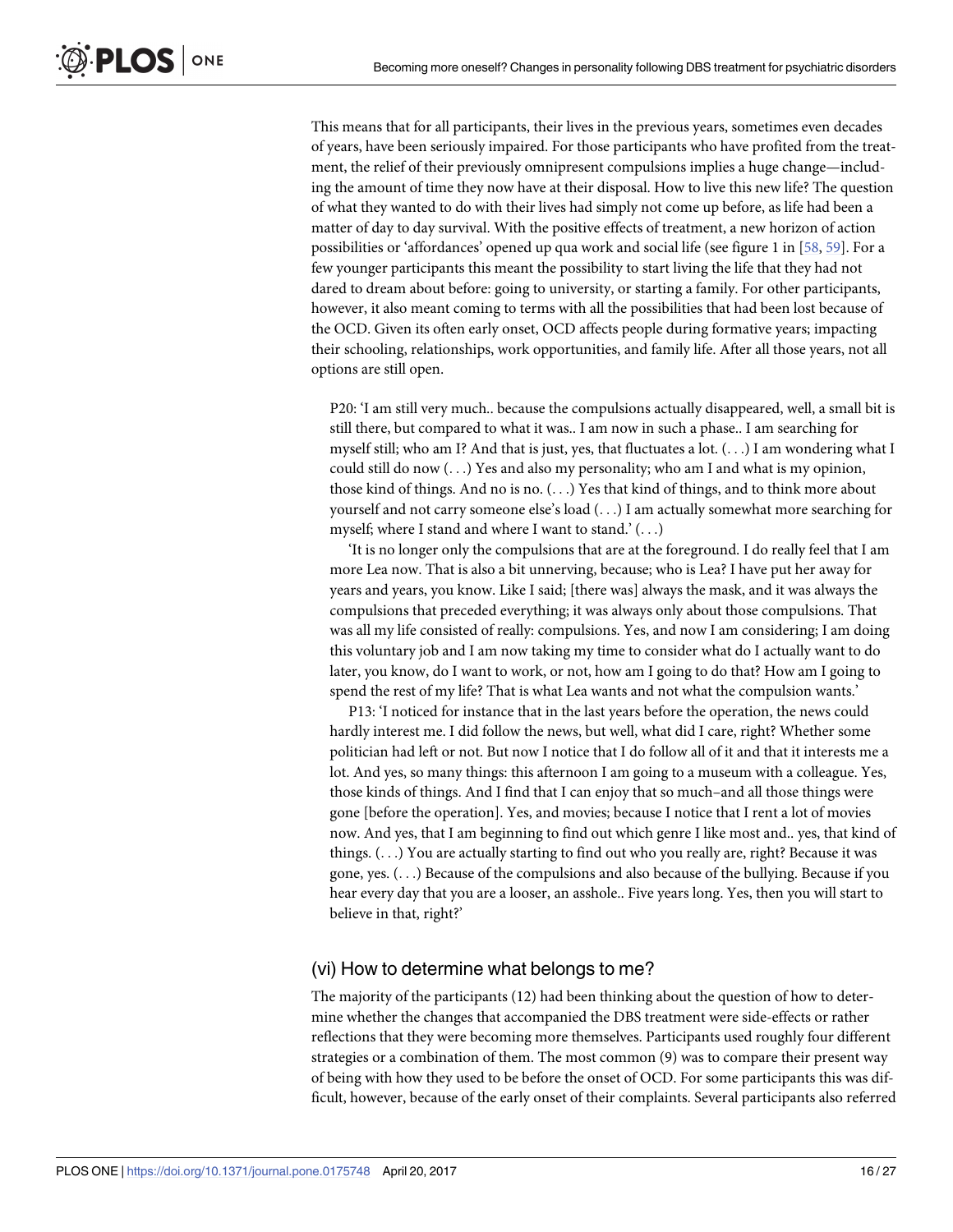This means that for all participants, their lives in the previous years, sometimes even decades of years, have been seriously impaired. For those participants who have profited from the treatment, the relief of their previously omnipresent compulsions implies a huge change—including the amount of time they now have at their disposal. How to live this new life? The question of what they wanted to do with their lives had simply not come up before, as life had been a matter of day to day survival. With the positive effects of treatment, a new horizon of action possibilities or 'affordances' opened up qua work and social life (see figure 1 in [58, 59]. For a few younger participants this meant the possibility to start living the life that they had not dared to dream about before: going to university, or starting a family. For other participants, however, it also meant coming to terms with all the possibilities that had been lost because of the OCD. Given its often early onset, OCD affects people during formative years; impacting their schooling, relationships, work opportunities, and family life. After all those years, not all options are still open.

> P20: 'I am still very much.. because the compulsions actually disappeared, well, a small bit is still there, but compared to what it was.. I am now in such a phase.. I am searching for myself still; who am I? And that is just, yes, that fluctuates a lot. (. . .) I am wondering what I could still do now (. . .) Yes and also my personality; who am I and what is my opinion, those kind of things. And no is no. (. . .) Yes that kind of things, and to think more about yourself and not carry someone else's load (. . .) I am actually somewhat more searching for myself; where I stand and where I want to stand.' (. . .)
>
> 'It is no longer only the compulsions that are at the foreground. I do really feel that I am more Lea now. That is also a bit unnerving, because; who is Lea? I have put her away for years and years, you know. Like I said; [there was] always the mask, and it was always the compulsions that preceded everything; it was always only about those compulsions. That was all my life consisted of really: compulsions. Yes, and now I am considering; I am doing this voluntary job and I am now taking my time to consider what do I actually want to do later, you know, do I want to work, or not, how am I going to do that? How am I going to spend the rest of my life? That is what Lea wants and not what the compulsion wants.'
>
> P13: 'I noticed for instance that in the last years before the operation, the news could hardly interest me. I did follow the news, but well, what did I care, right? Whether some politician had left or not. But now I notice that I do follow all of it and that it interests me a lot. And yes, so many things: this afternoon I am going to a museum with a colleague. Yes, those kinds of things. And I find that I can enjoy that so much–and all those things were gone [before the operation]. Yes, and movies; because I notice that I rent a lot of movies now. And yes, that I am beginning to find out which genre I like most and.. yes, that kind of things. (. . .) You are actually starting to find out who you really are, right? Because it was gone, yes. (. . .) Because of the compulsions and also because of the bullying. Because if you hear every day that you are a looser, an asshole.. Five years long. Yes, then you will start to believe in that, right?'

### (vi) How to determine what belongs to me?

The majority of the participants (12) had been thinking about the question of how to determine whether the changes that accompanied the DBS treatment were side-effects or rather reflections that they were becoming more themselves. Participants used roughly four different strategies or a combination of them. The most common (9) was to compare their present way of being with how they used to be before the onset of OCD. For some participants this was difficult, however, because of the early onset of their complaints. Several participants also referred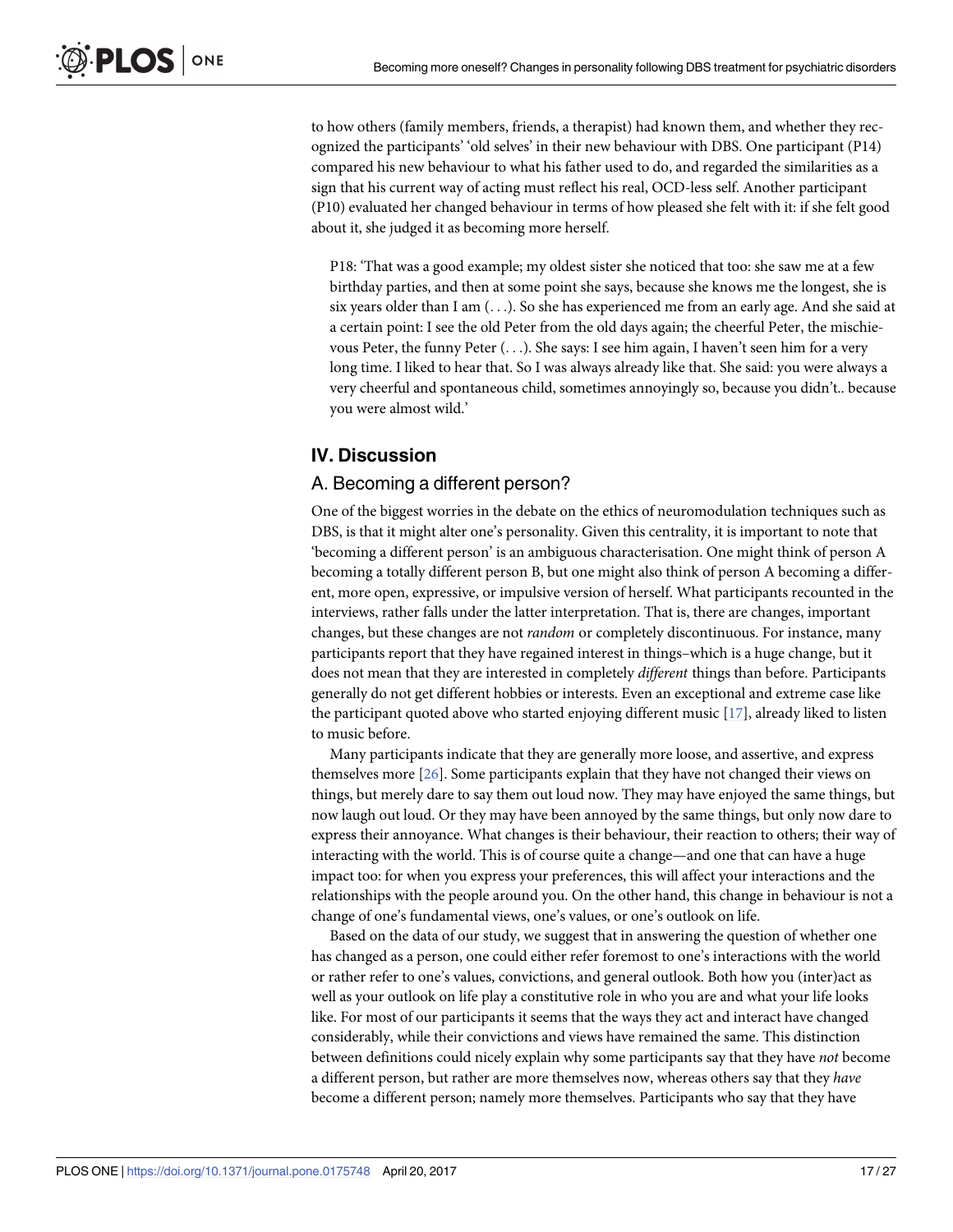to how others (family members, friends, a therapist) had known them, and whether they recognized the participants' 'old selves' in their new behaviour with DBS. One participant (P14) compared his new behaviour to what his father used to do, and regarded the similarities as a sign that his current way of acting must reflect his real, OCD-less self. Another participant (P10) evaluated her changed behaviour in terms of how pleased she felt with it: if she felt good about it, she judged it as becoming more herself.

> P18: 'That was a good example; my oldest sister she noticed that too: she saw me at a few birthday parties, and then at some point she says, because she knows me the longest, she is six years older than I am (. . .). So she has experienced me from an early age. And she said at a certain point: I see the old Peter from the old days again; the cheerful Peter, the mischievous Peter, the funny Peter (. . .). She says: I see him again, I haven't seen him for a very long time. I liked to hear that. So I was always already like that. She said: you were always a very cheerful and spontaneous child, sometimes annoyingly so, because you didn't.. because you were almost wild.'

## IV. Discussion

### A. Becoming a different person?

One of the biggest worries in the debate on the ethics of neuromodulation techniques such as DBS, is that it might alter one's personality. Given this centrality, it is important to note that 'becoming a different person' is an ambiguous characterisation. One might think of person A becoming a totally different person B, but one might also think of person A becoming a different, more open, expressive, or impulsive version of herself. What participants recounted in the interviews, rather falls under the latter interpretation. That is, there are changes, important changes, but these changes are not *random* or completely discontinuous. For instance, many participants report that they have regained interest in things–which is a huge change, but it does not mean that they are interested in completely *different* things than before. Participants generally do not get different hobbies or interests. Even an exceptional and extreme case like the participant quoted above who started enjoying different music [17], already liked to listen to music before.

Many participants indicate that they are generally more loose, and assertive, and express themselves more [26]. Some participants explain that they have not changed their views on things, but merely dare to say them out loud now. They may have enjoyed the same things, but now laugh out loud. Or they may have been annoyed by the same things, but only now dare to express their annoyance. What changes is their behaviour, their reaction to others; their way of interacting with the world. This is of course quite a change—and one that can have a huge impact too: for when you express your preferences, this will affect your interactions and the relationships with the people around you. On the other hand, this change in behaviour is not a change of one's fundamental views, one's values, or one's outlook on life.

Based on the data of our study, we suggest that in answering the question of whether one has changed as a person, one could either refer foremost to one's interactions with the world or rather refer to one's values, convictions, and general outlook. Both how you (inter)act as well as your outlook on life play a constitutive role in who you are and what your life looks like. For most of our participants it seems that the ways they act and interact have changed considerably, while their convictions and views have remained the same. This distinction between definitions could nicely explain why some participants say that they have *not* become a different person, but rather are more themselves now, whereas others say that they *have* become a different person; namely more themselves. Participants who say that they have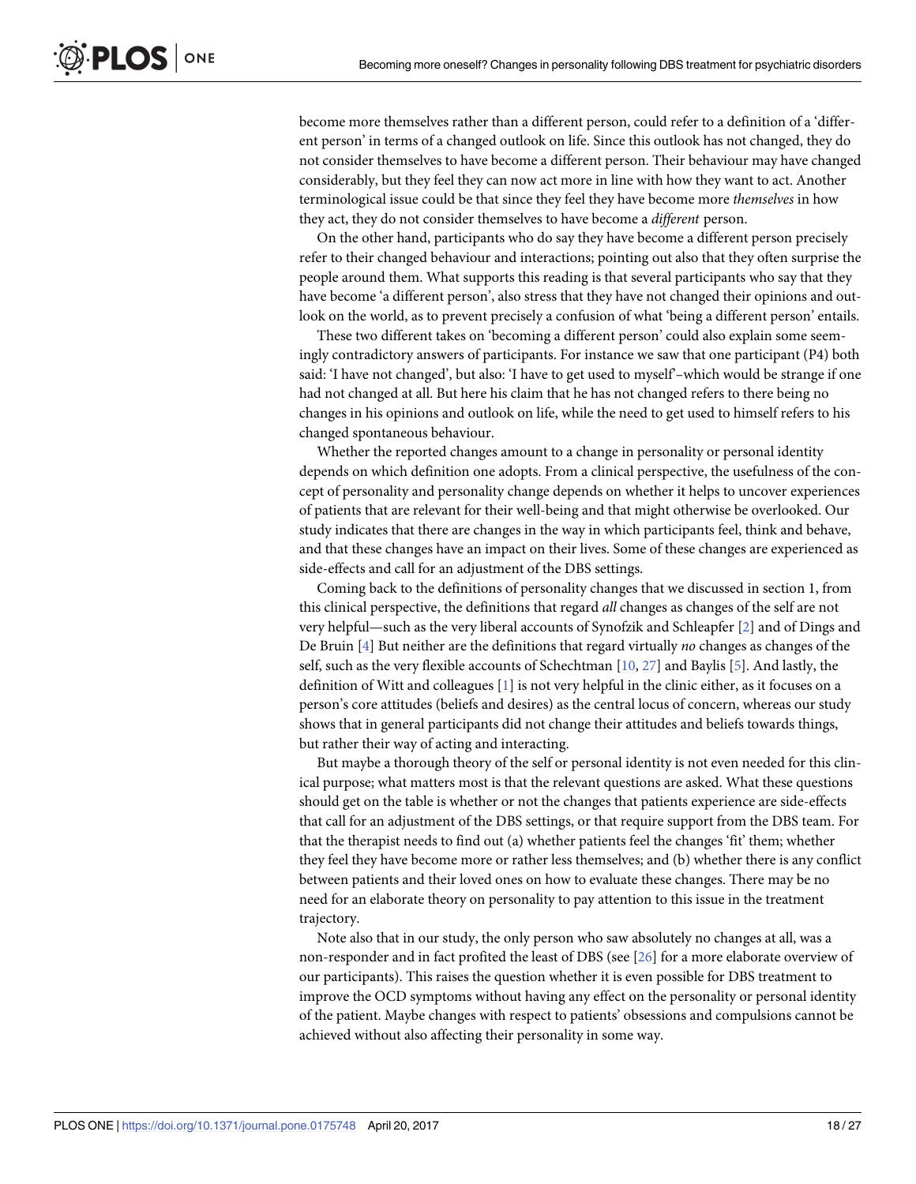become more themselves rather than a different person, could refer to a definition of a 'different person' in terms of a changed outlook on life. Since this outlook has not changed, they do not consider themselves to have become a different person. Their behaviour may have changed considerably, but they feel they can now act more in line with how they want to act. Another terminological issue could be that since they feel they have become more *themselves* in how they act, they do not consider themselves to have become a *different* person.

On the other hand, participants who do say they have become a different person precisely refer to their changed behaviour and interactions; pointing out also that they often surprise the people around them. What supports this reading is that several participants who say that they have become 'a different person', also stress that they have not changed their opinions and outlook on the world, as to prevent precisely a confusion of what 'being a different person' entails.

These two different takes on 'becoming a different person' could also explain some seemingly contradictory answers of participants. For instance we saw that one participant (P4) both said: 'I have not changed', but also: 'I have to get used to myself'–which would be strange if one had not changed at all. But here his claim that he has not changed refers to there being no changes in his opinions and outlook on life, while the need to get used to himself refers to his changed spontaneous behaviour.

Whether the reported changes amount to a change in personality or personal identity depends on which definition one adopts. From a clinical perspective, the usefulness of the concept of personality and personality change depends on whether it helps to uncover experiences of patients that are relevant for their well-being and that might otherwise be overlooked. Our study indicates that there are changes in the way in which participants feel, think and behave, and that these changes have an impact on their lives. Some of these changes are experienced as side-effects and call for an adjustment of the DBS settings.

Coming back to the definitions of personality changes that we discussed in section 1, from this clinical perspective, the definitions that regard *all* changes as changes of the self are not very helpful—such as the very liberal accounts of Synofzik and Schleapfer [2] and of Dings and De Bruin [4] But neither are the definitions that regard virtually *no* changes as changes of the self, such as the very flexible accounts of Schechtman [10, 27] and Baylis [5]. And lastly, the definition of Witt and colleagues [1] is not very helpful in the clinic either, as it focuses on a person's core attitudes (beliefs and desires) as the central locus of concern, whereas our study shows that in general participants did not change their attitudes and beliefs towards things, but rather their way of acting and interacting.

But maybe a thorough theory of the self or personal identity is not even needed for this clinical purpose; what matters most is that the relevant questions are asked. What these questions should get on the table is whether or not the changes that patients experience are side-effects that call for an adjustment of the DBS settings, or that require support from the DBS team. For that the therapist needs to find out (a) whether patients feel the changes 'fit' them; whether they feel they have become more or rather less themselves; and (b) whether there is any conflict between patients and their loved ones on how to evaluate these changes. There may be no need for an elaborate theory on personality to pay attention to this issue in the treatment trajectory.

Note also that in our study, the only person who saw absolutely no changes at all, was a non-responder and in fact profited the least of DBS (see [26] for a more elaborate overview of our participants). This raises the question whether it is even possible for DBS treatment to improve the OCD symptoms without having any effect on the personality or personal identity of the patient. Maybe changes with respect to patients' obsessions and compulsions cannot be achieved without also affecting their personality in some way.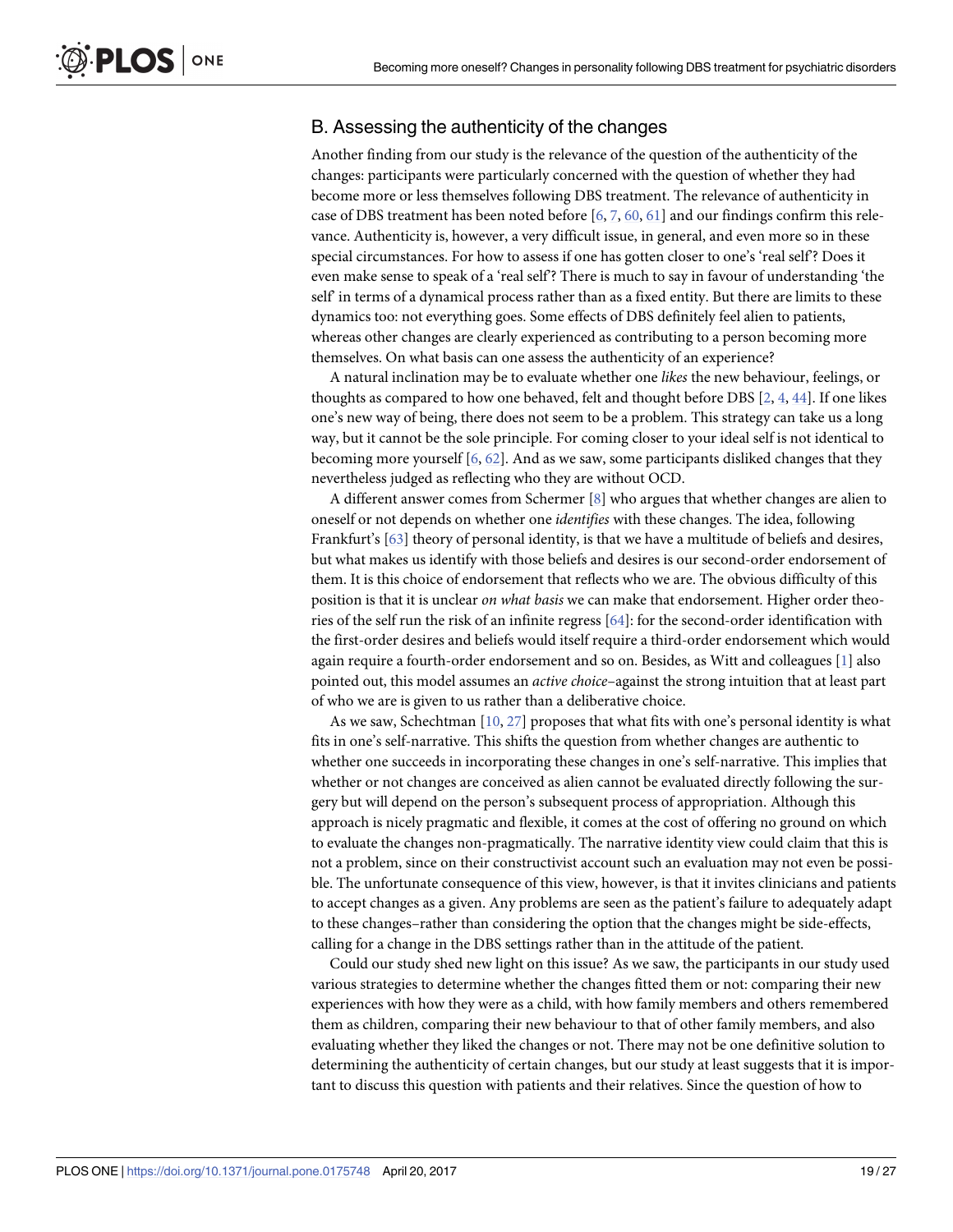## B. Assessing the authenticity of the changes

Another finding from our study is the relevance of the question of the authenticity of the changes: participants were particularly concerned with the question of whether they had become more or less themselves following DBS treatment. The relevance of authenticity in case of DBS treatment has been noted before [6, 7, 60, 61] and our findings confirm this relevance. Authenticity is, however, a very difficult issue, in general, and even more so in these special circumstances. For how to assess if one has gotten closer to one's 'real self'? Does it even make sense to speak of a 'real self'? There is much to say in favour of understanding 'the self' in terms of a dynamical process rather than as a fixed entity. But there are limits to these dynamics too: not everything goes. Some effects of DBS definitely feel alien to patients, whereas other changes are clearly experienced as contributing to a person becoming more themselves. On what basis can one assess the authenticity of an experience?

A natural inclination may be to evaluate whether one *likes* the new behaviour, feelings, or thoughts as compared to how one behaved, felt and thought before DBS [2, 4, 44]. If one likes one's new way of being, there does not seem to be a problem. This strategy can take us a long way, but it cannot be the sole principle. For coming closer to your ideal self is not identical to becoming more yourself [6, 62]. And as we saw, some participants disliked changes that they nevertheless judged as reflecting who they are without OCD.

A different answer comes from Schermer [8] who argues that whether changes are alien to oneself or not depends on whether one *identifies* with these changes. The idea, following Frankfurt's [63] theory of personal identity, is that we have a multitude of beliefs and desires, but what makes us identify with those beliefs and desires is our second-order endorsement of them. It is this choice of endorsement that reflects who we are. The obvious difficulty of this position is that it is unclear *on what basis* we can make that endorsement. Higher order theories of the self run the risk of an infinite regress [64]: for the second-order identification with the first-order desires and beliefs would itself require a third-order endorsement which would again require a fourth-order endorsement and so on. Besides, as Witt and colleagues [1] also pointed out, this model assumes an *active choice*–against the strong intuition that at least part of who we are is given to us rather than a deliberative choice.

As we saw, Schechtman [10, 27] proposes that what fits with one's personal identity is what fits in one's self-narrative. This shifts the question from whether changes are authentic to whether one succeeds in incorporating these changes in one's self-narrative. This implies that whether or not changes are conceived as alien cannot be evaluated directly following the surgery but will depend on the person's subsequent process of appropriation. Although this approach is nicely pragmatic and flexible, it comes at the cost of offering no ground on which to evaluate the changes non-pragmatically. The narrative identity view could claim that this is not a problem, since on their constructivist account such an evaluation may not even be possible. The unfortunate consequence of this view, however, is that it invites clinicians and patients to accept changes as a given. Any problems are seen as the patient's failure to adequately adapt to these changes–rather than considering the option that the changes might be side-effects, calling for a change in the DBS settings rather than in the attitude of the patient.

Could our study shed new light on this issue? As we saw, the participants in our study used various strategies to determine whether the changes fitted them or not: comparing their new experiences with how they were as a child, with how family members and others remembered them as children, comparing their new behaviour to that of other family members, and also evaluating whether they liked the changes or not. There may not be one definitive solution to determining the authenticity of certain changes, but our study at least suggests that it is important to discuss this question with patients and their relatives. Since the question of how to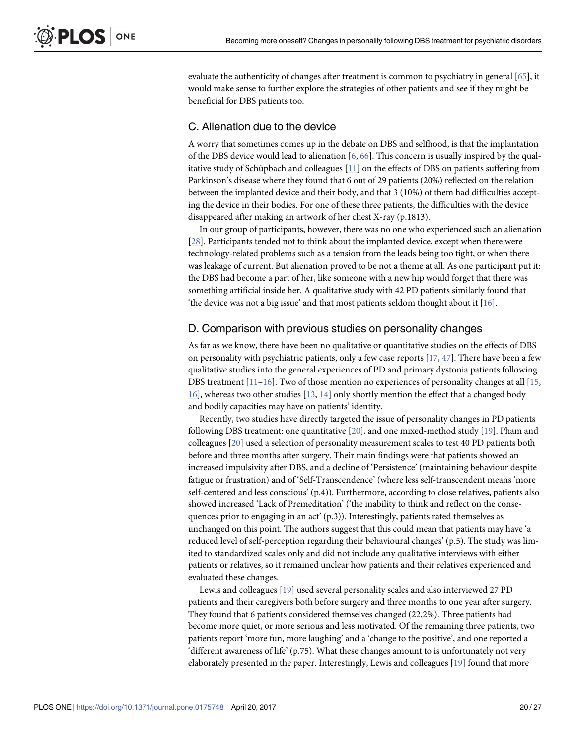evaluate the authenticity of changes after treatment is common to psychiatry in general [65], it would make sense to further explore the strategies of other patients and see if they might be beneficial for DBS patients too.

## C. Alienation due to the device

A worry that sometimes comes up in the debate on DBS and selfhood, is that the implantation of the DBS device would lead to alienation [6, 66]. This concern is usually inspired by the qualitative study of Schüpbach and colleagues [11] on the effects of DBS on patients suffering from Parkinson's disease where they found that 6 out of 29 patients (20%) reflected on the relation between the implanted device and their body, and that 3 (10%) of them had difficulties accepting the device in their bodies. For one of these three patients, the difficulties with the device disappeared after making an artwork of her chest X-ray (p.1813).

In our group of participants, however, there was no one who experienced such an alienation [28]. Participants tended not to think about the implanted device, except when there were technology-related problems such as a tension from the leads being too tight, or when there was leakage of current. But alienation proved to be not a theme at all. As one participant put it: the DBS had become a part of her, like someone with a new hip would forget that there was something artificial inside her. A qualitative study with 42 PD patients similarly found that 'the device was not a big issue' and that most patients seldom thought about it [16].

## D. Comparison with previous studies on personality changes

As far as we know, there have been no qualitative or quantitative studies on the effects of DBS on personality with psychiatric patients, only a few case reports [17, 47]. There have been a few qualitative studies into the general experiences of PD and primary dystonia patients following DBS treatment [11–16]. Two of those mention no experiences of personality changes at all [15, 16], whereas two other studies [13, 14] only shortly mention the effect that a changed body and bodily capacities may have on patients' identity.

Recently, two studies have directly targeted the issue of personality changes in PD patients following DBS treatment: one quantitative [20], and one mixed-method study [19]. Pham and colleagues [20] used a selection of personality measurement scales to test 40 PD patients both before and three months after surgery. Their main findings were that patients showed an increased impulsivity after DBS, and a decline of 'Persistence' (maintaining behaviour despite fatigue or frustration) and of 'Self-Transcendence' (where less self-transcendent means 'more self-centered and less conscious' (p.4)). Furthermore, according to close relatives, patients also showed increased 'Lack of Premeditation' ('the inability to think and reflect on the consequences prior to engaging in an act' (p.3)). Interestingly, patients rated themselves as unchanged on this point. The authors suggest that this could mean that patients may have 'a reduced level of self-perception regarding their behavioural changes' (p.5). The study was limited to standardized scales only and did not include any qualitative interviews with either patients or relatives, so it remained unclear how patients and their relatives experienced and evaluated these changes.

Lewis and colleagues [19] used several personality scales and also interviewed 27 PD patients and their caregivers both before surgery and three months to one year after surgery. They found that 6 patients considered themselves changed (22,2%). Three patients had become more quiet, or more serious and less motivated. Of the remaining three patients, two patients report 'more fun, more laughing' and a 'change to the positive', and one reported a 'different awareness of life' (p.75). What these changes amount to is unfortunately not very elaborately presented in the paper. Interestingly, Lewis and colleagues [19] found that more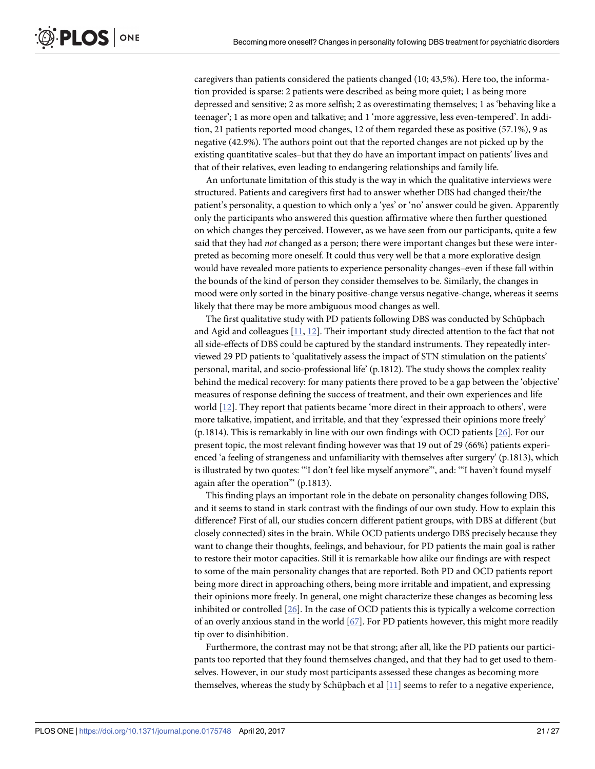caregivers than patients considered the patients changed (10; 43,5%). Here too, the information provided is sparse: 2 patients were described as being more quiet; 1 as being more depressed and sensitive; 2 as more selfish; 2 as overestimating themselves; 1 as 'behaving like a teenager'; 1 as more open and talkative; and 1 'more aggressive, less even-tempered'. In addition, 21 patients reported mood changes, 12 of them regarded these as positive (57.1%), 9 as negative (42.9%). The authors point out that the reported changes are not picked up by the existing quantitative scales–but that they do have an important impact on patients' lives and that of their relatives, even leading to endangering relationships and family life.

An unfortunate limitation of this study is the way in which the qualitative interviews were structured. Patients and caregivers first had to answer whether DBS had changed their/the patient's personality, a question to which only a 'yes' or 'no' answer could be given. Apparently only the participants who answered this question affirmative where then further questioned on which changes they perceived. However, as we have seen from our participants, quite a few said that they had *not* changed as a person; there were important changes but these were interpreted as becoming more oneself. It could thus very well be that a more explorative design would have revealed more patients to experience personality changes–even if these fall within the bounds of the kind of person they consider themselves to be. Similarly, the changes in mood were only sorted in the binary positive-change versus negative-change, whereas it seems likely that there may be more ambiguous mood changes as well.

The first qualitative study with PD patients following DBS was conducted by Schüpbach and Agid and colleagues [11, 12]. Their important study directed attention to the fact that not all side-effects of DBS could be captured by the standard instruments. They repeatedly interviewed 29 PD patients to 'qualitatively assess the impact of STN stimulation on the patients' personal, marital, and socio-professional life' (p.1812). The study shows the complex reality behind the medical recovery: for many patients there proved to be a gap between the 'objective' measures of response defining the success of treatment, and their own experiences and life world [12]. They report that patients became 'more direct in their approach to others', were more talkative, impatient, and irritable, and that they 'expressed their opinions more freely' (p.1814). This is remarkably in line with our own findings with OCD patients [26]. For our present topic, the most relevant finding however was that 19 out of 29 (66%) patients experienced 'a feeling of strangeness and unfamiliarity with themselves after surgery' (p.1813), which is illustrated by two quotes: '"I don't feel like myself anymore"', and: '"I haven't found myself again after the operation"' (p.1813).

This finding plays an important role in the debate on personality changes following DBS, and it seems to stand in stark contrast with the findings of our own study. How to explain this difference? First of all, our studies concern different patient groups, with DBS at different (but closely connected) sites in the brain. While OCD patients undergo DBS precisely because they want to change their thoughts, feelings, and behaviour, for PD patients the main goal is rather to restore their motor capacities. Still it is remarkable how alike our findings are with respect to some of the main personality changes that are reported. Both PD and OCD patients report being more direct in approaching others, being more irritable and impatient, and expressing their opinions more freely. In general, one might characterize these changes as becoming less inhibited or controlled [26]. In the case of OCD patients this is typically a welcome correction of an overly anxious stand in the world [67]. For PD patients however, this might more readily tip over to disinhibition.

Furthermore, the contrast may not be that strong; after all, like the PD patients our participants too reported that they found themselves changed, and that they had to get used to themselves. However, in our study most participants assessed these changes as becoming more themselves, whereas the study by Schüpbach et al [11] seems to refer to a negative experience,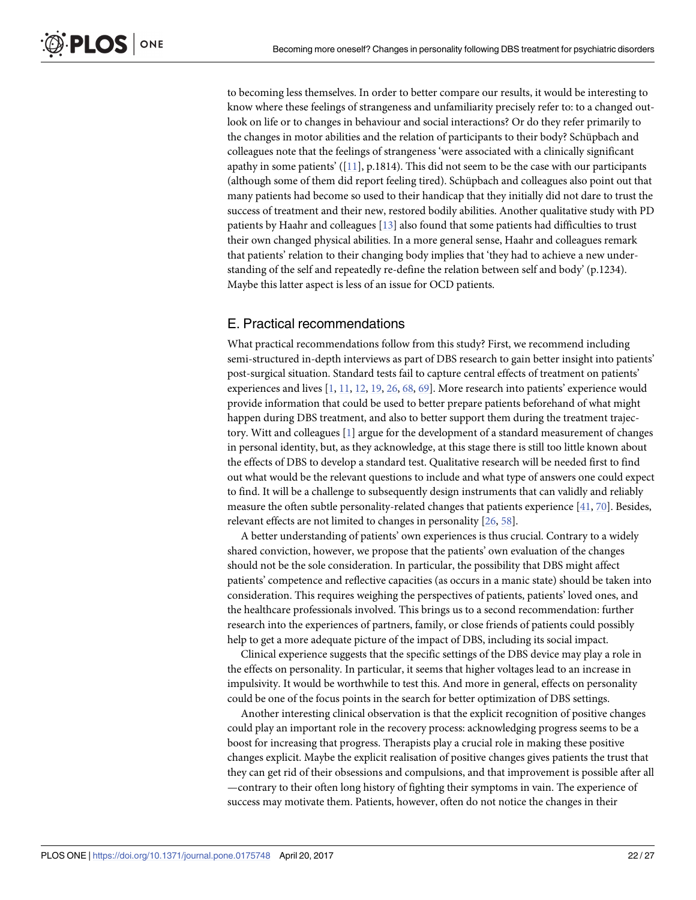to becoming less themselves. In order to better compare our results, it would be interesting to know where these feelings of strangeness and unfamiliarity precisely refer to: to a changed outlook on life or to changes in behaviour and social interactions? Or do they refer primarily to the changes in motor abilities and the relation of participants to their body? Schüpbach and colleagues note that the feelings of strangeness 'were associated with a clinically significant apathy in some patients' ([11], p.1814). This did not seem to be the case with our participants (although some of them did report feeling tired). Schüpbach and colleagues also point out that many patients had become so used to their handicap that they initially did not dare to trust the success of treatment and their new, restored bodily abilities. Another qualitative study with PD patients by Haahr and colleagues [13] also found that some patients had difficulties to trust their own changed physical abilities. In a more general sense, Haahr and colleagues remark that patients' relation to their changing body implies that 'they had to achieve a new understanding of the self and repeatedly re-define the relation between self and body' (p.1234). Maybe this latter aspect is less of an issue for OCD patients.

## E. Practical recommendations

What practical recommendations follow from this study? First, we recommend including semi-structured in-depth interviews as part of DBS research to gain better insight into patients' post-surgical situation. Standard tests fail to capture central effects of treatment on patients' experiences and lives [1, 11, 12, 19, 26, 68, 69]. More research into patients' experience would provide information that could be used to better prepare patients beforehand of what might happen during DBS treatment, and also to better support them during the treatment trajectory. Witt and colleagues [1] argue for the development of a standard measurement of changes in personal identity, but, as they acknowledge, at this stage there is still too little known about the effects of DBS to develop a standard test. Qualitative research will be needed first to find out what would be the relevant questions to include and what type of answers one could expect to find. It will be a challenge to subsequently design instruments that can validly and reliably measure the often subtle personality-related changes that patients experience [41, 70]. Besides, relevant effects are not limited to changes in personality [26, 58].

A better understanding of patients' own experiences is thus crucial. Contrary to a widely shared conviction, however, we propose that the patients' own evaluation of the changes should not be the sole consideration. In particular, the possibility that DBS might affect patients' competence and reflective capacities (as occurs in a manic state) should be taken into consideration. This requires weighing the perspectives of patients, patients' loved ones, and the healthcare professionals involved. This brings us to a second recommendation: further research into the experiences of partners, family, or close friends of patients could possibly help to get a more adequate picture of the impact of DBS, including its social impact.

Clinical experience suggests that the specific settings of the DBS device may play a role in the effects on personality. In particular, it seems that higher voltages lead to an increase in impulsivity. It would be worthwhile to test this. And more in general, effects on personality could be one of the focus points in the search for better optimization of DBS settings.

Another interesting clinical observation is that the explicit recognition of positive changes could play an important role in the recovery process: acknowledging progress seems to be a boost for increasing that progress. Therapists play a crucial role in making these positive changes explicit. Maybe the explicit realisation of positive changes gives patients the trust that they can get rid of their obsessions and compulsions, and that improvement is possible after all —contrary to their often long history of fighting their symptoms in vain. The experience of success may motivate them. Patients, however, often do not notice the changes in their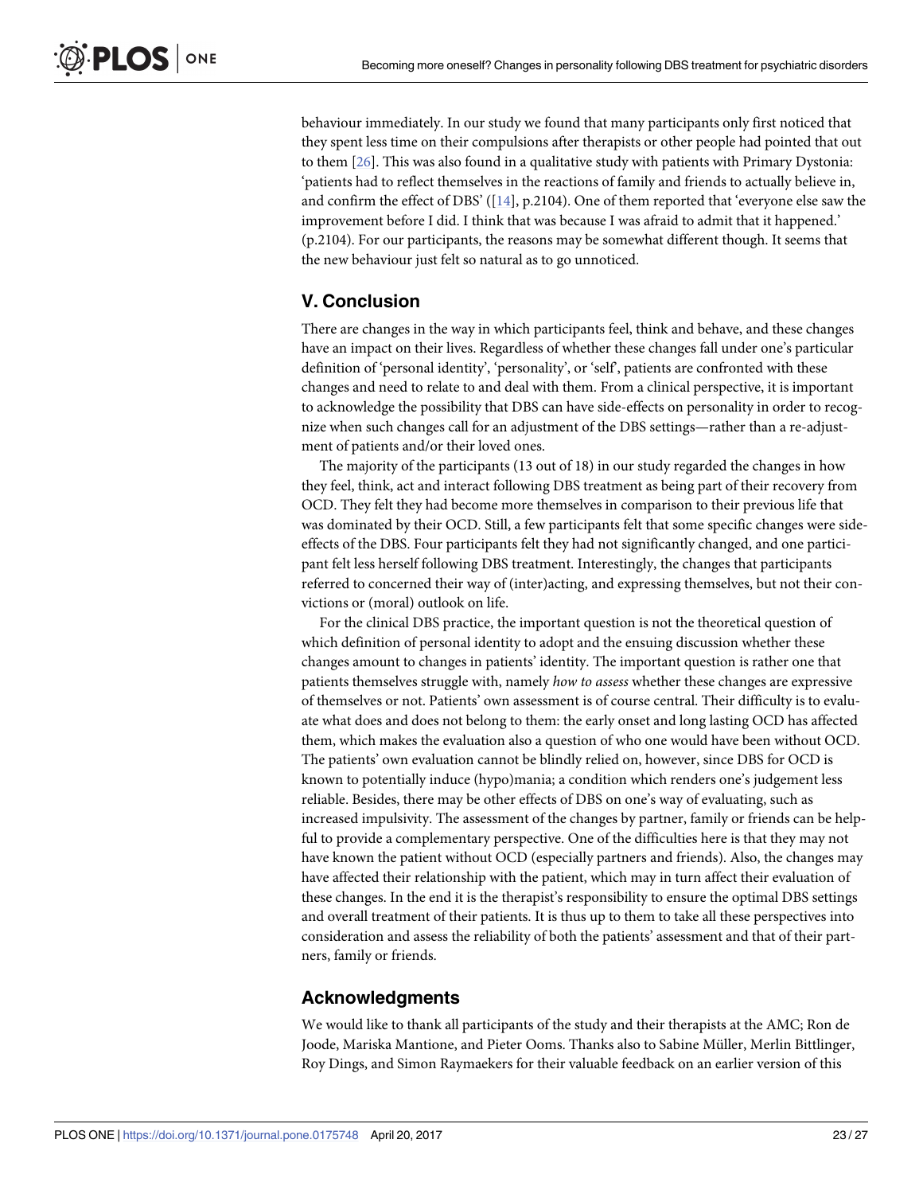behaviour immediately. In our study we found that many participants only first noticed that they spent less time on their compulsions after therapists or other people had pointed that out to them [26]. This was also found in a qualitative study with patients with Primary Dystonia: 'patients had to reflect themselves in the reactions of family and friends to actually believe in, and confirm the effect of DBS' ([14], p.2104). One of them reported that 'everyone else saw the improvement before I did. I think that was because I was afraid to admit that it happened.' (p.2104). For our participants, the reasons may be somewhat different though. It seems that the new behaviour just felt so natural as to go unnoticed.

## V. Conclusion

There are changes in the way in which participants feel, think and behave, and these changes have an impact on their lives. Regardless of whether these changes fall under one's particular definition of 'personal identity', 'personality', or 'self', patients are confronted with these changes and need to relate to and deal with them. From a clinical perspective, it is important to acknowledge the possibility that DBS can have side-effects on personality in order to recognize when such changes call for an adjustment of the DBS settings—rather than a re-adjustment of patients and/or their loved ones.

The majority of the participants (13 out of 18) in our study regarded the changes in how they feel, think, act and interact following DBS treatment as being part of their recovery from OCD. They felt they had become more themselves in comparison to their previous life that was dominated by their OCD. Still, a few participants felt that some specific changes were side-effects of the DBS. Four participants felt they had not significantly changed, and one participant felt less herself following DBS treatment. Interestingly, the changes that participants referred to concerned their way of (inter)acting, and expressing themselves, but not their convictions or (moral) outlook on life.

For the clinical DBS practice, the important question is not the theoretical question of which definition of personal identity to adopt and the ensuing discussion whether these changes amount to changes in patients' identity. The important question is rather one that patients themselves struggle with, namely *how to assess* whether these changes are expressive of themselves or not. Patients' own assessment is of course central. Their difficulty is to evaluate what does and does not belong to them: the early onset and long lasting OCD has affected them, which makes the evaluation also a question of who one would have been without OCD. The patients' own evaluation cannot be blindly relied on, however, since DBS for OCD is known to potentially induce (hypo)mania; a condition which renders one's judgement less reliable. Besides, there may be other effects of DBS on one's way of evaluating, such as increased impulsivity. The assessment of the changes by partner, family or friends can be helpful to provide a complementary perspective. One of the difficulties here is that they may not have known the patient without OCD (especially partners and friends). Also, the changes may have affected their relationship with the patient, which may in turn affect their evaluation of these changes. In the end it is the therapist's responsibility to ensure the optimal DBS settings and overall treatment of their patients. It is thus up to them to take all these perspectives into consideration and assess the reliability of both the patients' assessment and that of their partners, family or friends.

## Acknowledgments

We would like to thank all participants of the study and their therapists at the AMC; Ron de Joode, Mariska Mantione, and Pieter Ooms. Thanks also to Sabine Müller, Merlin Bittlinger, Roy Dings, and Simon Raymaekers for their valuable feedback on an earlier version of this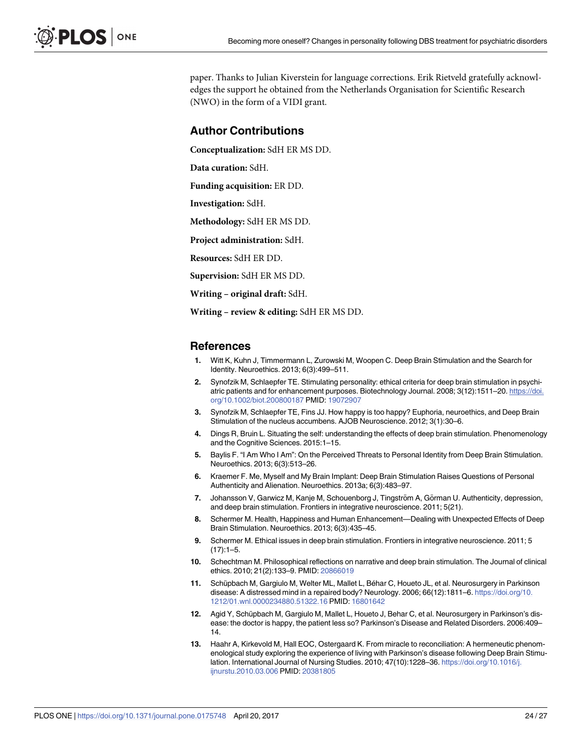paper. Thanks to Julian Kiverstein for language corrections. Erik Rietveld gratefully acknowledges the support he obtained from the Netherlands Organisation for Scientific Research (NWO) in the form of a VIDI grant.

## Author Contributions

**Conceptualization:** SdH ER MS DD.

**Data curation:** SdH.

**Funding acquisition:** ER DD.

**Investigation:** SdH.

**Methodology:** SdH ER MS DD.

**Project administration:** SdH.

**Resources:** SdH ER DD.

**Supervision:** SdH ER MS DD.

**Writing – original draft:** SdH.

**Writing – review & editing:** SdH ER MS DD.

## References

1. Witt K, Kuhn J, Timmermann L, Zurowski M, Woopen C. Deep Brain Stimulation and the Search for Identity. Neuroethics. 2013; 6(3):499–511.
2. Synofzik M, Schlaepfer TE. Stimulating personality: ethical criteria for deep brain stimulation in psychiatric patients and for enhancement purposes. Biotechnology Journal. 2008; 3(12):1511–20. https://doi.org/10.1002/biot.200800187 PMID: 19072907
3. Synofzik M, Schlaepfer TE, Fins JJ. How happy is too happy? Euphoria, neuroethics, and Deep Brain Stimulation of the nucleus accumbens. AJOB Neuroscience. 2012; 3(1):30–6.
4. Dings R, Bruin L. Situating the self: understanding the effects of deep brain stimulation. Phenomenology and the Cognitive Sciences. 2015:1–15.
5. Baylis F. "I Am Who I Am": On the Perceived Threats to Personal Identity from Deep Brain Stimulation. Neuroethics. 2013; 6(3):513–26.
6. Kraemer F. Me, Myself and My Brain Implant: Deep Brain Stimulation Raises Questions of Personal Authenticity and Alienation. Neuroethics. 2013a; 6(3):483–97.
7. Johansson V, Garwicz M, Kanje M, Schouenborg J, Tingström A, Görman U. Authenticity, depression, and deep brain stimulation. Frontiers in integrative neuroscience. 2011; 5(21).
8. Schermer M. Health, Happiness and Human Enhancement—Dealing with Unexpected Effects of Deep Brain Stimulation. Neuroethics. 2013; 6(3):435–45.
9. Schermer M. Ethical issues in deep brain stimulation. Frontiers in integrative neuroscience. 2011; 5 (17):1–5.
10. Schechtman M. Philosophical reflections on narrative and deep brain stimulation. The Journal of clinical ethics. 2010; 21(2):133–9. PMID: 20866019
11. Schüpbach M, Gargiulo M, Welter ML, Mallet L, Béhar C, Houeto JL, et al. Neurosurgery in Parkinson disease: A distressed mind in a repaired body? Neurology. 2006; 66(12):1811–6. https://doi.org/10.1212/01.wnl.0000234880.51322.16 PMID: 16801642
12. Agid Y, Schüpbach M, Gargiulo M, Mallet L, Houeto J, Behar C, et al. Neurosurgery in Parkinson's disease: the doctor is happy, the patient less so? Parkinson's Disease and Related Disorders. 2006:409–14.
13. Haahr A, Kirkevold M, Hall EOC, Ostergaard K. From miracle to reconciliation: A hermeneutic phenomenological study exploring the experience of living with Parkinson's disease following Deep Brain Stimulation. International Journal of Nursing Studies. 2010; 47(10):1228–36. https://doi.org/10.1016/j.ijnurstu.2010.03.006 PMID: 20381805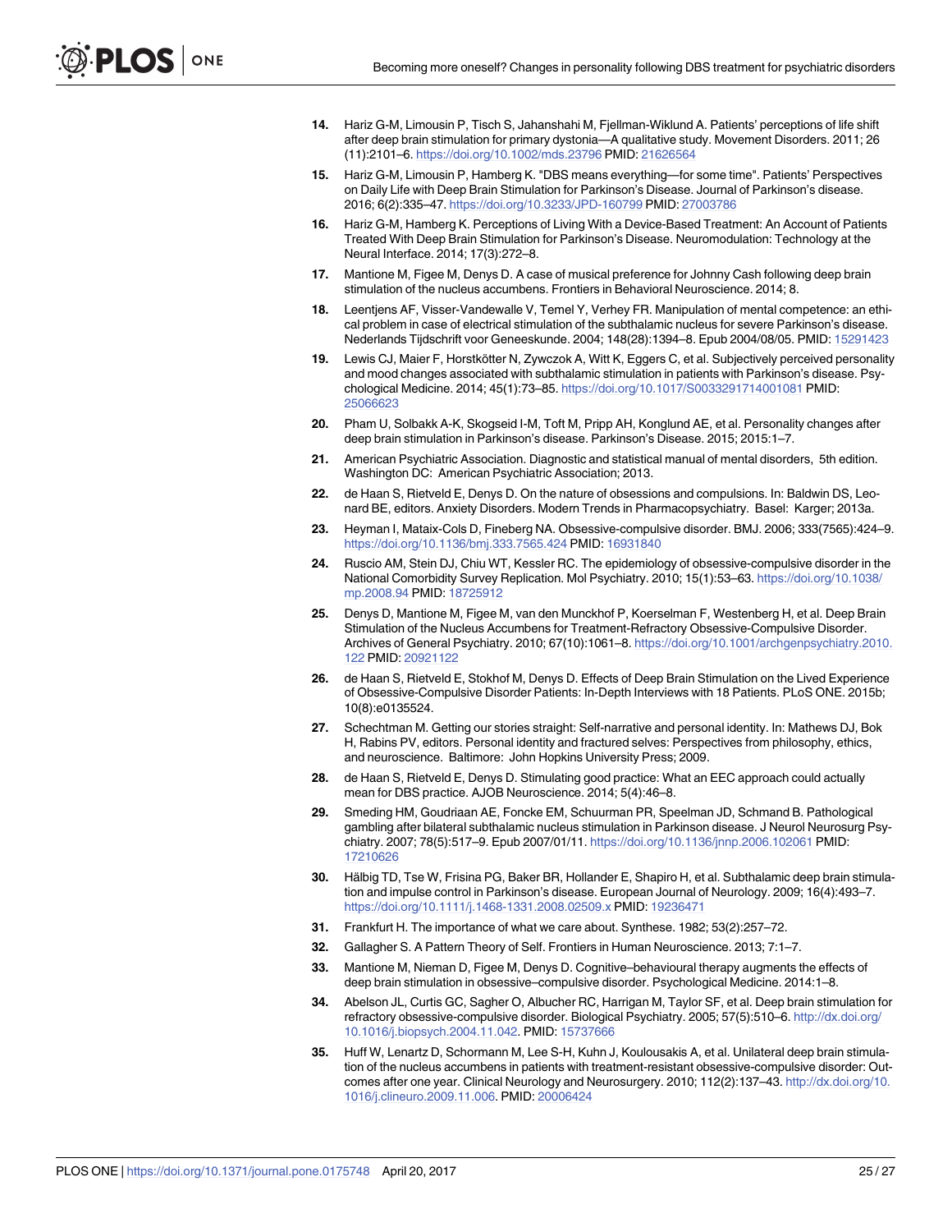14. Hariz G-M, Limousin P, Tisch S, Jahanshahi M, Fjellman-Wiklund A. Patients' perceptions of life shift after deep brain stimulation for primary dystonia—A qualitative study. Movement Disorders. 2011; 26 (11):2101–6. https://doi.org/10.1002/mds.23796 PMID: 21626564
15. Hariz G-M, Limousin P, Hamberg K. "DBS means everything—for some time". Patients' Perspectives on Daily Life with Deep Brain Stimulation for Parkinson's Disease. Journal of Parkinson's disease. 2016; 6(2):335–47. https://doi.org/10.3233/JPD-160799 PMID: 27003786
16. Hariz G-M, Hamberg K. Perceptions of Living With a Device-Based Treatment: An Account of Patients Treated With Deep Brain Stimulation for Parkinson's Disease. Neuromodulation: Technology at the Neural Interface. 2014; 17(3):272–8.
17. Mantione M, Figee M, Denys D. A case of musical preference for Johnny Cash following deep brain stimulation of the nucleus accumbens. Frontiers in Behavioral Neuroscience. 2014; 8.
18. Leentjens AF, Visser-Vandewalle V, Temel Y, Verhey FR. Manipulation of mental competence: an ethical problem in case of electrical stimulation of the subthalamic nucleus for severe Parkinson's disease. Nederlands Tijdschrift voor Geneeskunde. 2004; 148(28):1394–8. Epub 2004/08/05. PMID: 15291423
19. Lewis CJ, Maier F, Horstkötter N, Zywczok A, Witt K, Eggers C, et al. Subjectively perceived personality and mood changes associated with subthalamic stimulation in patients with Parkinson's disease. Psychological Medicine. 2014; 45(1):73–85. https://doi.org/10.1017/S0033291714001081 PMID: 25066623
20. Pham U, Solbakk A-K, Skogseid I-M, Toft M, Pripp AH, Konglund AE, et al. Personality changes after deep brain stimulation in Parkinson's disease. Parkinson's Disease. 2015; 2015:1–7.
21. American Psychiatric Association. Diagnostic and statistical manual of mental disorders, 5th edition. Washington DC: American Psychiatric Association; 2013.
22. de Haan S, Rietveld E, Denys D. On the nature of obsessions and compulsions. In: Baldwin DS, Leonard BE, editors. Anxiety Disorders. Modern Trends in Pharmacopsychiatry. Basel: Karger; 2013a.
23. Heyman I, Mataix-Cols D, Fineberg NA. Obsessive-compulsive disorder. BMJ. 2006; 333(7565):424–9. https://doi.org/10.1136/bmj.333.7565.424 PMID: 16931840
24. Ruscio AM, Stein DJ, Chiu WT, Kessler RC. The epidemiology of obsessive-compulsive disorder in the National Comorbidity Survey Replication. Mol Psychiatry. 2010; 15(1):53–63. https://doi.org/10.1038/mp.2008.94 PMID: 18725912
25. Denys D, Mantione M, Figee M, van den Munckhof P, Koerselman F, Westenberg H, et al. Deep Brain Stimulation of the Nucleus Accumbens for Treatment-Refractory Obsessive-Compulsive Disorder. Archives of General Psychiatry. 2010; 67(10):1061–8. https://doi.org/10.1001/archgenpsychiatry.2010.122 PMID: 20921122
26. de Haan S, Rietveld E, Stokhof M, Denys D. Effects of Deep Brain Stimulation on the Lived Experience of Obsessive-Compulsive Disorder Patients: In-Depth Interviews with 18 Patients. PLoS ONE. 2015b; 10(8):e0135524.
27. Schechtman M. Getting our stories straight: Self-narrative and personal identity. In: Mathews DJ, Bok H, Rabins PV, editors. Personal identity and fractured selves: Perspectives from philosophy, ethics, and neuroscience. Baltimore: John Hopkins University Press; 2009.
28. de Haan S, Rietveld E, Denys D. Stimulating good practice: What an EEC approach could actually mean for DBS practice. AJOB Neuroscience. 2014; 5(4):46–8.
29. Smeding HM, Goudriaan AE, Foncke EM, Schuurman PR, Speelman JD, Schmand B. Pathological gambling after bilateral subthalamic nucleus stimulation in Parkinson disease. J Neurol Neurosurg Psychiatry. 2007; 78(5):517–9. Epub 2007/01/11. https://doi.org/10.1136/jnnp.2006.102061 PMID: 17210626
30. Hälbig TD, Tse W, Frisina PG, Baker BR, Hollander E, Shapiro H, et al. Subthalamic deep brain stimulation and impulse control in Parkinson's disease. European Journal of Neurology. 2009; 16(4):493–7. https://doi.org/10.1111/j.1468-1331.2008.02509.x PMID: 19236471
31. Frankfurt H. The importance of what we care about. Synthese. 1982; 53(2):257–72.
32. Gallagher S. A Pattern Theory of Self. Frontiers in Human Neuroscience. 2013; 7:1–7.
33. Mantione M, Nieman D, Figee M, Denys D. Cognitive–behavioural therapy augments the effects of deep brain stimulation in obsessive–compulsive disorder. Psychological Medicine. 2014:1–8.
34. Abelson JL, Curtis GC, Sagher O, Albucher RC, Harrigan M, Taylor SF, et al. Deep brain stimulation for refractory obsessive-compulsive disorder. Biological Psychiatry. 2005; 57(5):510–6. http://dx.doi.org/10.1016/j.biopsych.2004.11.042. PMID: 15737666
35. Huff W, Lenartz D, Schormann M, Lee S-H, Kuhn J, Koulousakis A, et al. Unilateral deep brain stimulation of the nucleus accumbens in patients with treatment-resistant obsessive-compulsive disorder: Outcomes after one year. Clinical Neurology and Neurosurgery. 2010; 112(2):137–43. http://dx.doi.org/10.1016/j.clineuro.2009.11.006. PMID: 20006424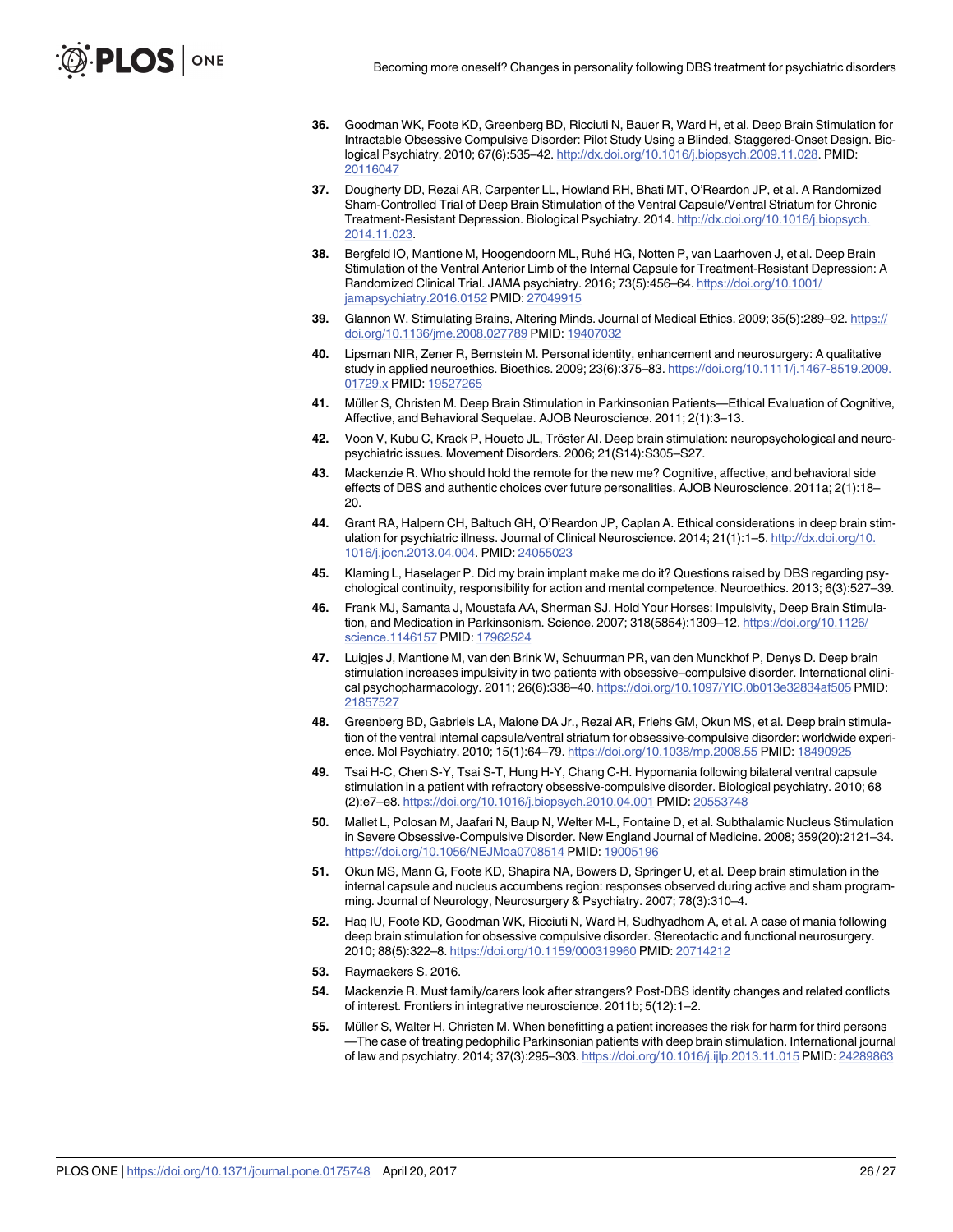36. Goodman WK, Foote KD, Greenberg BD, Ricciuti N, Bauer R, Ward H, et al. Deep Brain Stimulation for Intractable Obsessive Compulsive Disorder: Pilot Study Using a Blinded, Staggered-Onset Design. Biological Psychiatry. 2010; 67(6):535–42. http://dx.doi.org/10.1016/j.biopsych.2009.11.028. PMID: 20116047

37. Dougherty DD, Rezai AR, Carpenter LL, Howland RH, Bhati MT, O'Reardon JP, et al. A Randomized Sham-Controlled Trial of Deep Brain Stimulation of the Ventral Capsule/Ventral Striatum for Chronic Treatment-Resistant Depression. Biological Psychiatry. 2014. http://dx.doi.org/10.1016/j.biopsych.2014.11.023.

38. Bergfeld IO, Mantione M, Hoogendoorn ML, Ruhé HG, Notten P, van Laarhoven J, et al. Deep Brain Stimulation of the Ventral Anterior Limb of the Internal Capsule for Treatment-Resistant Depression: A Randomized Clinical Trial. JAMA psychiatry. 2016; 73(5):456–64. https://doi.org/10.1001/jamapsychiatry.2016.0152 PMID: 27049915

39. Glannon W. Stimulating Brains, Altering Minds. Journal of Medical Ethics. 2009; 35(5):289–92. https://doi.org/10.1136/jme.2008.027789 PMID: 19407032

40. Lipsman NIR, Zener R, Bernstein M. Personal identity, enhancement and neurosurgery: A qualitative study in applied neuroethics. Bioethics. 2009; 23(6):375–83. https://doi.org/10.1111/j.1467-8519.2009.01729.x PMID: 19527265

41. Müller S, Christen M. Deep Brain Stimulation in Parkinsonian Patients—Ethical Evaluation of Cognitive, Affective, and Behavioral Sequelae. AJOB Neuroscience. 2011; 2(1):3–13.

42. Voon V, Kubu C, Krack P, Houeto JL, Tröster AI. Deep brain stimulation: neuropsychological and neuropsychiatric issues. Movement Disorders. 2006; 21(S14):S305–S27.

43. Mackenzie R. Who should hold the remote for the new me? Cognitive, affective, and behavioral side effects of DBS and authentic choices cver future personalities. AJOB Neuroscience. 2011a; 2(1):18–20.

44. Grant RA, Halpern CH, Baltuch GH, O'Reardon JP, Caplan A. Ethical considerations in deep brain stimulation for psychiatric illness. Journal of Clinical Neuroscience. 2014; 21(1):1–5. http://dx.doi.org/10.1016/j.jocn.2013.04.004. PMID: 24055023

45. Klaming L, Haselager P. Did my brain implant make me do it? Questions raised by DBS regarding psychological continuity, responsibility for action and mental competence. Neuroethics. 2013; 6(3):527–39.

46. Frank MJ, Samanta J, Moustafa AA, Sherman SJ. Hold Your Horses: Impulsivity, Deep Brain Stimulation, and Medication in Parkinsonism. Science. 2007; 318(5854):1309–12. https://doi.org/10.1126/science.1146157 PMID: 17962524

47. Luigjes J, Mantione M, van den Brink W, Schuurman PR, van den Munckhof P, Denys D. Deep brain stimulation increases impulsivity in two patients with obsessive–compulsive disorder. International clinical psychopharmacology. 2011; 26(6):338–40. https://doi.org/10.1097/YIC.0b013e32834af505 PMID: 21857527

48. Greenberg BD, Gabriels LA, Malone DA Jr., Rezai AR, Friehs GM, Okun MS, et al. Deep brain stimulation of the ventral internal capsule/ventral striatum for obsessive-compulsive disorder: worldwide experience. Mol Psychiatry. 2010; 15(1):64–79. https://doi.org/10.1038/mp.2008.55 PMID: 18490925

49. Tsai H-C, Chen S-Y, Tsai S-T, Hung H-Y, Chang C-H. Hypomania following bilateral ventral capsule stimulation in a patient with refractory obsessive-compulsive disorder. Biological psychiatry. 2010; 68(2):e7–e8. https://doi.org/10.1016/j.biopsych.2010.04.001 PMID: 20553748

50. Mallet L, Polosan M, Jaafari N, Baup N, Welter M-L, Fontaine D, et al. Subthalamic Nucleus Stimulation in Severe Obsessive-Compulsive Disorder. New England Journal of Medicine. 2008; 359(20):2121–34. https://doi.org/10.1056/NEJMoa0708514 PMID: 19005196

51. Okun MS, Mann G, Foote KD, Shapira NA, Bowers D, Springer U, et al. Deep brain stimulation in the internal capsule and nucleus accumbens region: responses observed during active and sham programming. Journal of Neurology, Neurosurgery & Psychiatry. 2007; 78(3):310–4.

52. Haq IU, Foote KD, Goodman WK, Ricciuti N, Ward H, Sudhyadhom A, et al. A case of mania following deep brain stimulation for obsessive compulsive disorder. Stereotactic and functional neurosurgery. 2010; 88(5):322–8. https://doi.org/10.1159/000319960 PMID: 20714212

53. Raymaekers S. 2016.

54. Mackenzie R. Must family/carers look after strangers? Post-DBS identity changes and related conflicts of interest. Frontiers in integrative neuroscience. 2011b; 5(12):1–2.

55. Müller S, Walter H, Christen M. When benefitting a patient increases the risk for harm for third persons—The case of treating pedophilic Parkinsonian patients with deep brain stimulation. International journal of law and psychiatry. 2014; 37(3):295–303. https://doi.org/10.1016/j.ijlp.2013.11.015 PMID: 24289863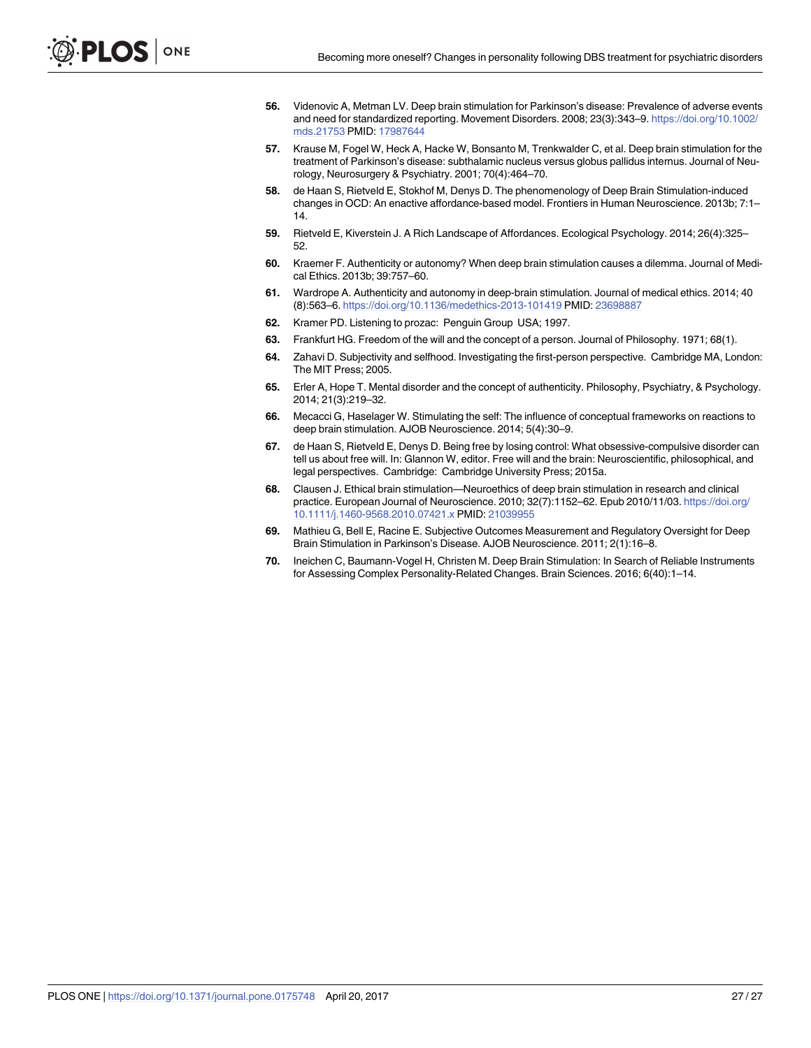56. Videnovic A, Metman LV. Deep brain stimulation for Parkinson's disease: Prevalence of adverse events and need for standardized reporting. Movement Disorders. 2008; 23(3):343–9. https://doi.org/10.1002/mds.21753 PMID: 17987644

57. Krause M, Fogel W, Heck A, Hacke W, Bonsanto M, Trenkwalder C, et al. Deep brain stimulation for the treatment of Parkinson's disease: subthalamic nucleus versus globus pallidus internus. Journal of Neurology, Neurosurgery & Psychiatry. 2001; 70(4):464–70.

58. de Haan S, Rietveld E, Stokhof M, Denys D. The phenomenology of Deep Brain Stimulation-induced changes in OCD: An enactive affordance-based model. Frontiers in Human Neuroscience. 2013b; 7:1–14.

59. Rietveld E, Kiverstein J. A Rich Landscape of Affordances. Ecological Psychology. 2014; 26(4):325–52.

60. Kraemer F. Authenticity or autonomy? When deep brain stimulation causes a dilemma. Journal of Medical Ethics. 2013b; 39:757–60.

61. Wardrope A. Authenticity and autonomy in deep-brain stimulation. Journal of medical ethics. 2014; 40 (8):563–6. https://doi.org/10.1136/medethics-2013-101419 PMID: 23698887

62. Kramer PD. Listening to prozac: Penguin Group USA; 1997.

63. Frankfurt HG. Freedom of the will and the concept of a person. Journal of Philosophy. 1971; 68(1).

64. Zahavi D. Subjectivity and selfhood. Investigating the first-person perspective. Cambridge MA, London: The MIT Press; 2005.

65. Erler A, Hope T. Mental disorder and the concept of authenticity. Philosophy, Psychiatry, & Psychology. 2014; 21(3):219–32.

66. Mecacci G, Haselager W. Stimulating the self: The influence of conceptual frameworks on reactions to deep brain stimulation. AJOB Neuroscience. 2014; 5(4):30–9.

67. de Haan S, Rietveld E, Denys D. Being free by losing control: What obsessive-compulsive disorder can tell us about free will. In: Glannon W, editor. Free will and the brain: Neuroscientific, philosophical, and legal perspectives. Cambridge: Cambridge University Press; 2015a.

68. Clausen J. Ethical brain stimulation—Neuroethics of deep brain stimulation in research and clinical practice. European Journal of Neuroscience. 2010; 32(7):1152–62. Epub 2010/11/03. https://doi.org/10.1111/j.1460-9568.2010.07421.x PMID: 21039955

69. Mathieu G, Bell E, Racine E. Subjective Outcomes Measurement and Regulatory Oversight for Deep Brain Stimulation in Parkinson's Disease. AJOB Neuroscience. 2011; 2(1):16–8.

70. Ineichen C, Baumann-Vogel H, Christen M. Deep Brain Stimulation: In Search of Reliable Instruments for Assessing Complex Personality-Related Changes. Brain Sciences. 2016; 6(40):1–14.